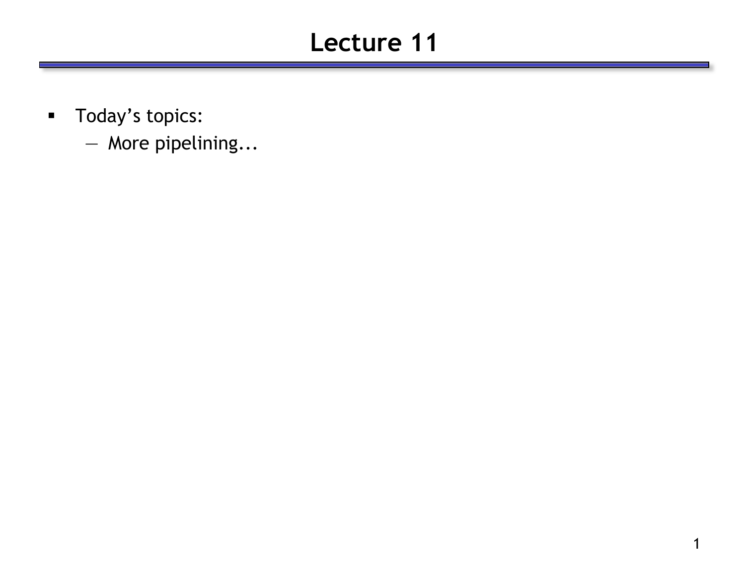# Lecture 11

- Today's topics:
  - More pipelining...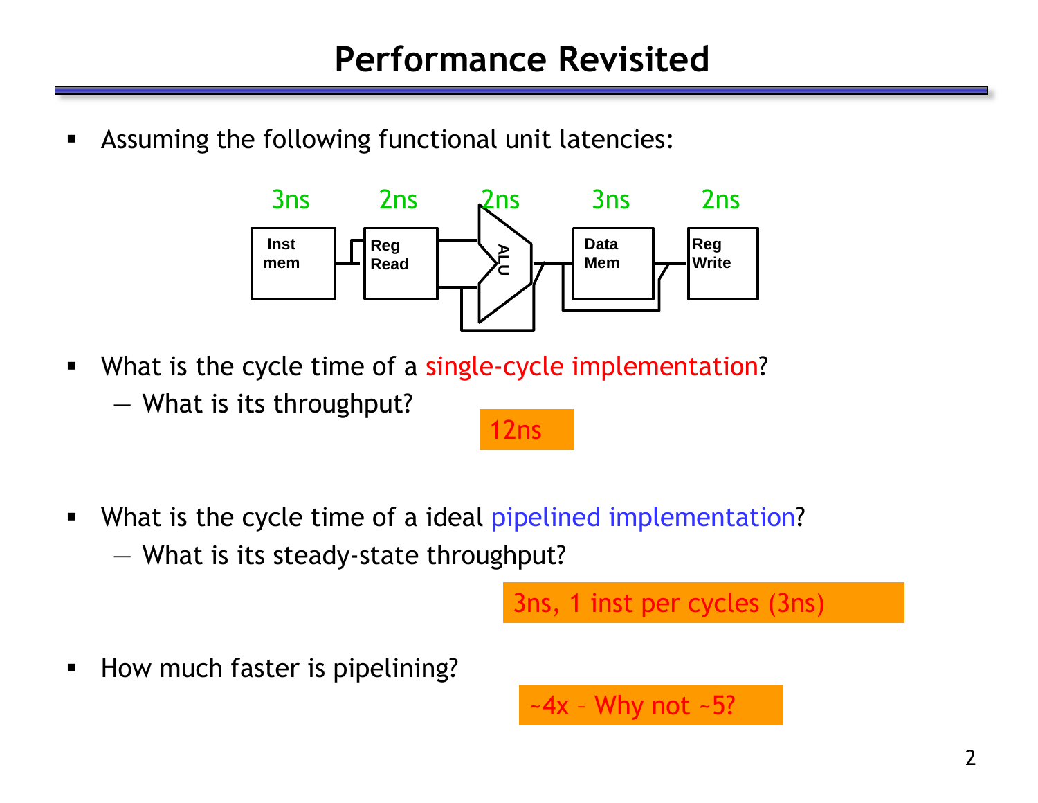# Performance Revisited

- Assuming the following functional unit latencies:

| 3ns | 2ns | 2ns | 3ns | 2ns |
|---|---|---|---|---|
| Inst mem | Reg Read | ALU | Data Mem | Reg Write |

- What is the cycle time of a single-cycle implementation?
  - What is its throughput?

12ns

- What is the cycle time of a ideal pipelined implementation?
  - What is its steady-state throughput?

3ns, 1 inst per cycles (3ns)

- How much faster is pipelining?

~4x – Why not ~5?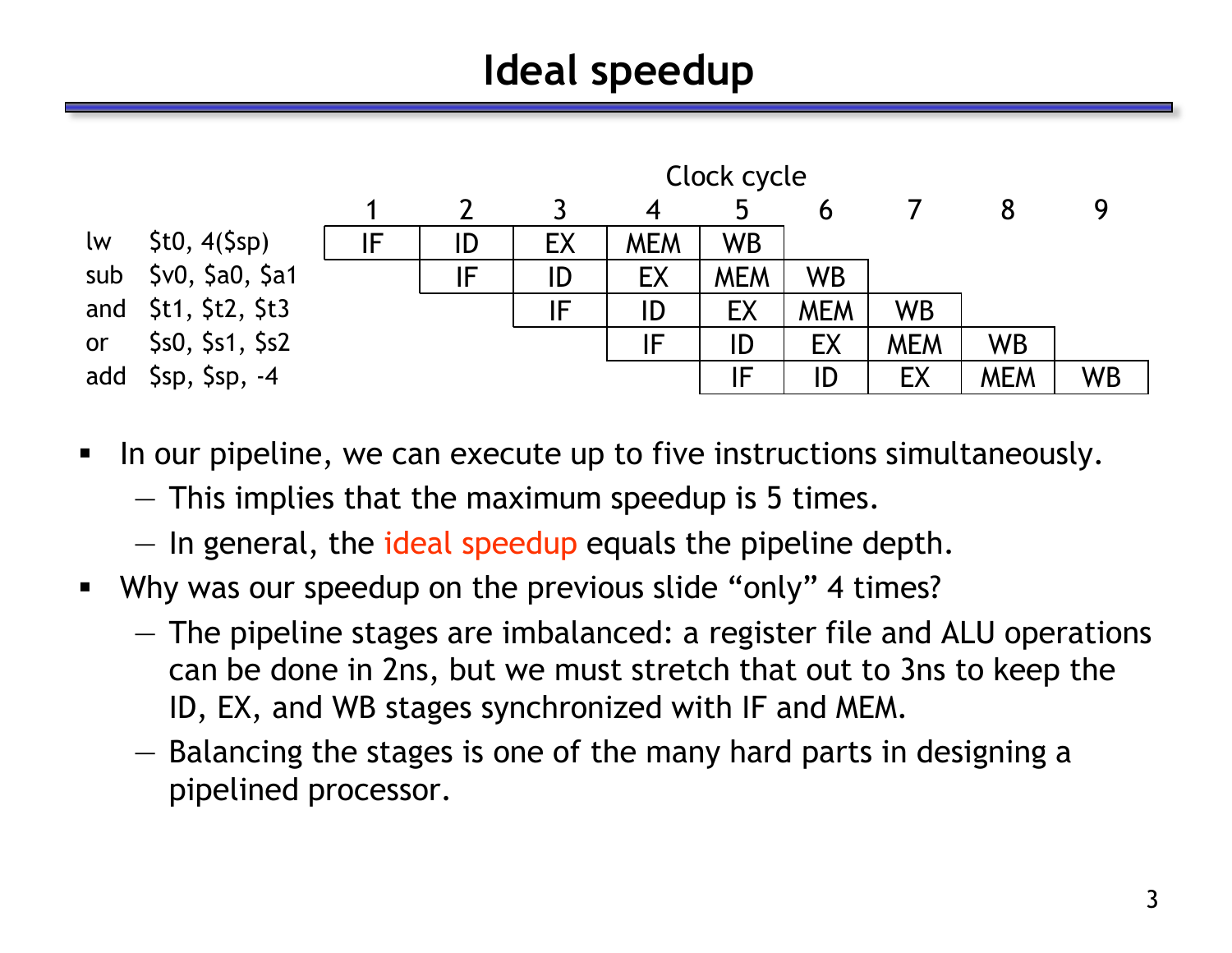# Ideal speedup

| | Clock cycle 1 | 2 | 3 | 4 | 5 | 6 | 7 | 8 | 9 |
|---|---|---|---|---|---|---|---|---|---|
| lw $t0, 4($sp) | IF | ID | EX | MEM | WB | | | | |
| sub $v0, $a0, $a1 | | IF | ID | EX | MEM | WB | | | |
| and $t1, $t2, $t3 | | | IF | ID | EX | MEM | WB | | |
| or $s0, $s1, $s2 | | | | IF | ID | EX | MEM | WB | |
| add $sp, $sp, -4 | | | | | IF | ID | EX | MEM | WB |

- In our pipeline, we can execute up to five instructions simultaneously.
  - This implies that the maximum speedup is 5 times.
  - In general, the ideal speedup equals the pipeline depth.
- Why was our speedup on the previous slide "only" 4 times?
  - The pipeline stages are imbalanced: a register file and ALU operations can be done in 2ns, but we must stretch that out to 3ns to keep the ID, EX, and WB stages synchronized with IF and MEM.
  - Balancing the stages is one of the many hard parts in designing a pipelined processor.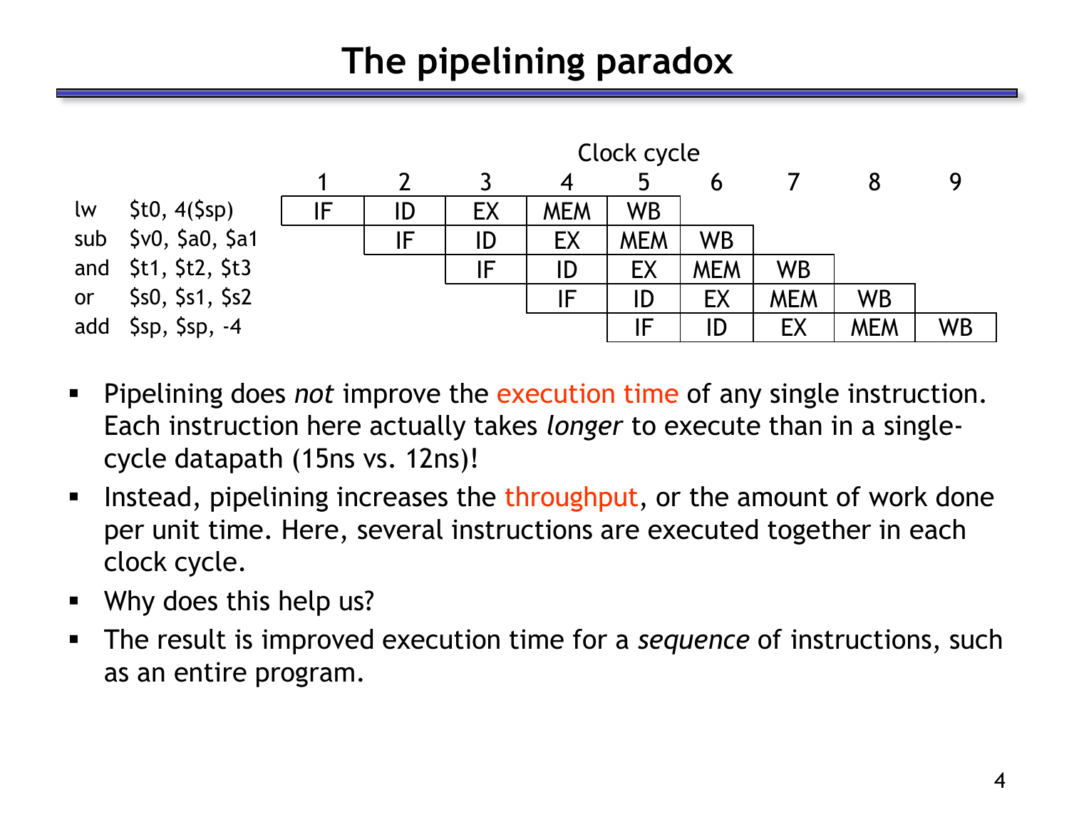# The pipelining paradox

| | Clock cycle | | | | | | | | |
|---|---|---|---|---|---|---|---|---|---|
| | 1 | 2 | 3 | 4 | 5 | 6 | 7 | 8 | 9 |
| lw $t0, 4($sp) | IF | ID | EX | MEM | WB | | | | |
| sub $v0, $a0, $a1 | | IF | ID | EX | MEM | WB | | | |
| and $t1, $t2, $t3 | | | IF | ID | EX | MEM | WB | | |
| or $s0, $s1, $s2 | | | | IF | ID | EX | MEM | WB | |
| add $sp, $sp, -4 | | | | | IF | ID | EX | MEM | WB |

- Pipelining does *not* improve the execution time of any single instruction. Each instruction here actually takes *longer* to execute than in a single-cycle datapath (15ns vs. 12ns)!
- Instead, pipelining increases the throughput, or the amount of work done per unit time. Here, several instructions are executed together in each clock cycle.
- Why does this help us?
- The result is improved execution time for a *sequence* of instructions, such as an entire program.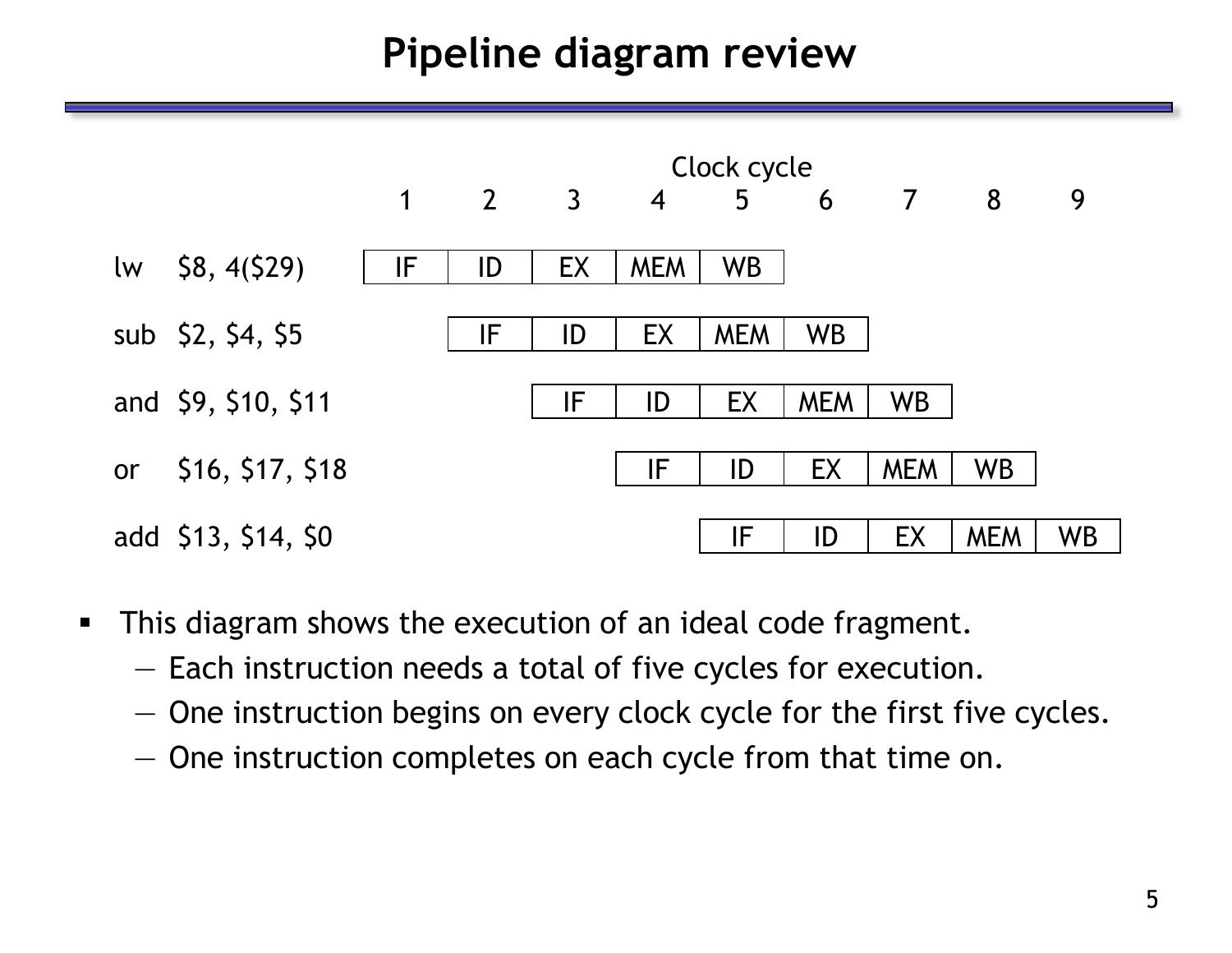# Pipeline diagram review

| Instruction | 1 | 2 | 3 | 4 | 5 | 6 | 7 | 8 | 9 |
|---|---|---|---|---|---|---|---|---|---|
| lw $8, 4($29) | IF | ID | EX | MEM | WB | | | | |
| sub $2, $4, $5 | | IF | ID | EX | MEM | WB | | | |
| and $9, $10, $11 | | | IF | ID | EX | MEM | WB | | |
| or $16, $17, $18 | | | | IF | ID | EX | MEM | WB | |
| add $13, $14, $0 | | | | | IF | ID | EX | MEM | WB |

Clock cycle

- This diagram shows the execution of an ideal code fragment.
  - Each instruction needs a total of five cycles for execution.
  - One instruction begins on every clock cycle for the first five cycles.
  - One instruction completes on each cycle from that time on.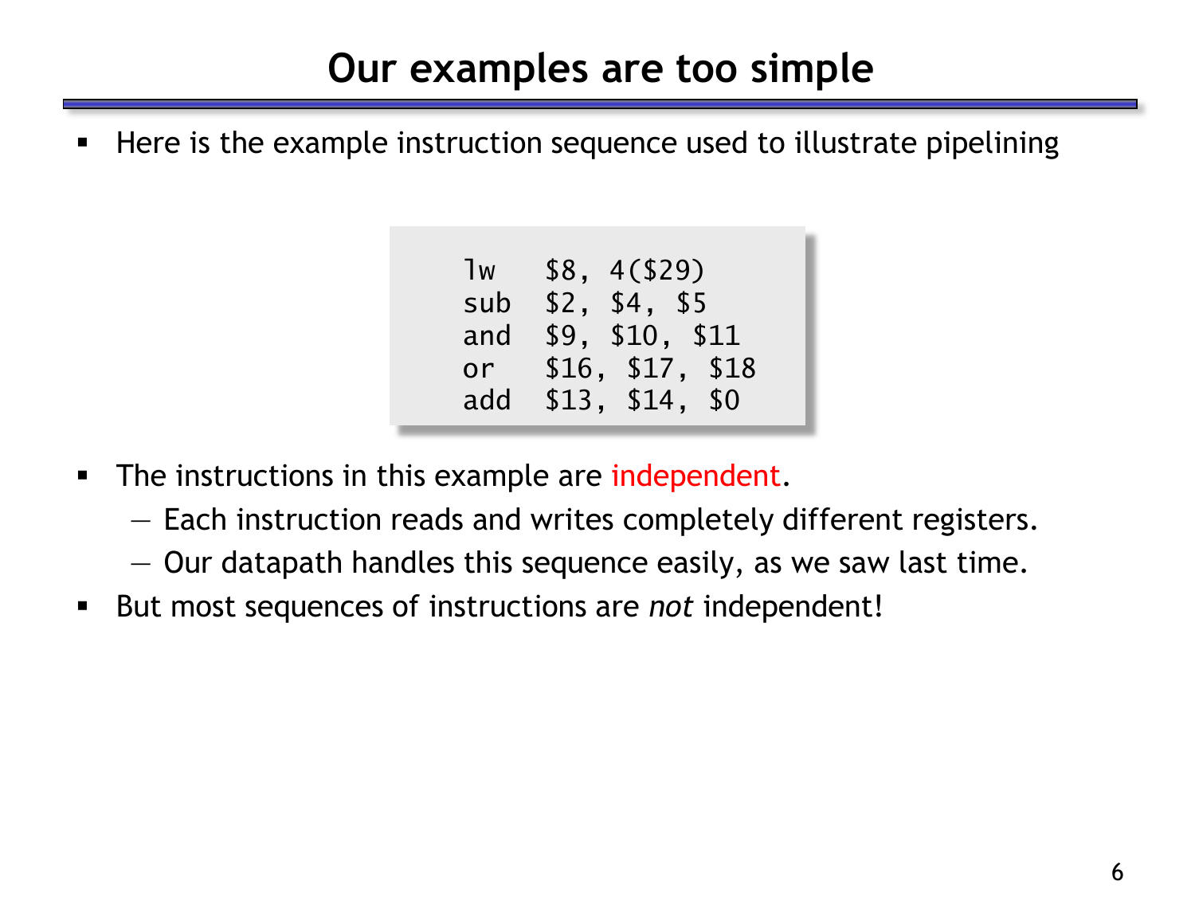# Our examples are too simple

- Here is the example instruction sequence used to illustrate pipelining

```
lw   $8, 4($29)
sub  $2, $4, $5
and  $9, $10, $11
or   $16, $17, $18
add  $13, $14, $0
```

- The instructions in this example are independent.
  - Each instruction reads and writes completely different registers.
  - Our datapath handles this sequence easily, as we saw last time.
- But most sequences of instructions are *not* independent!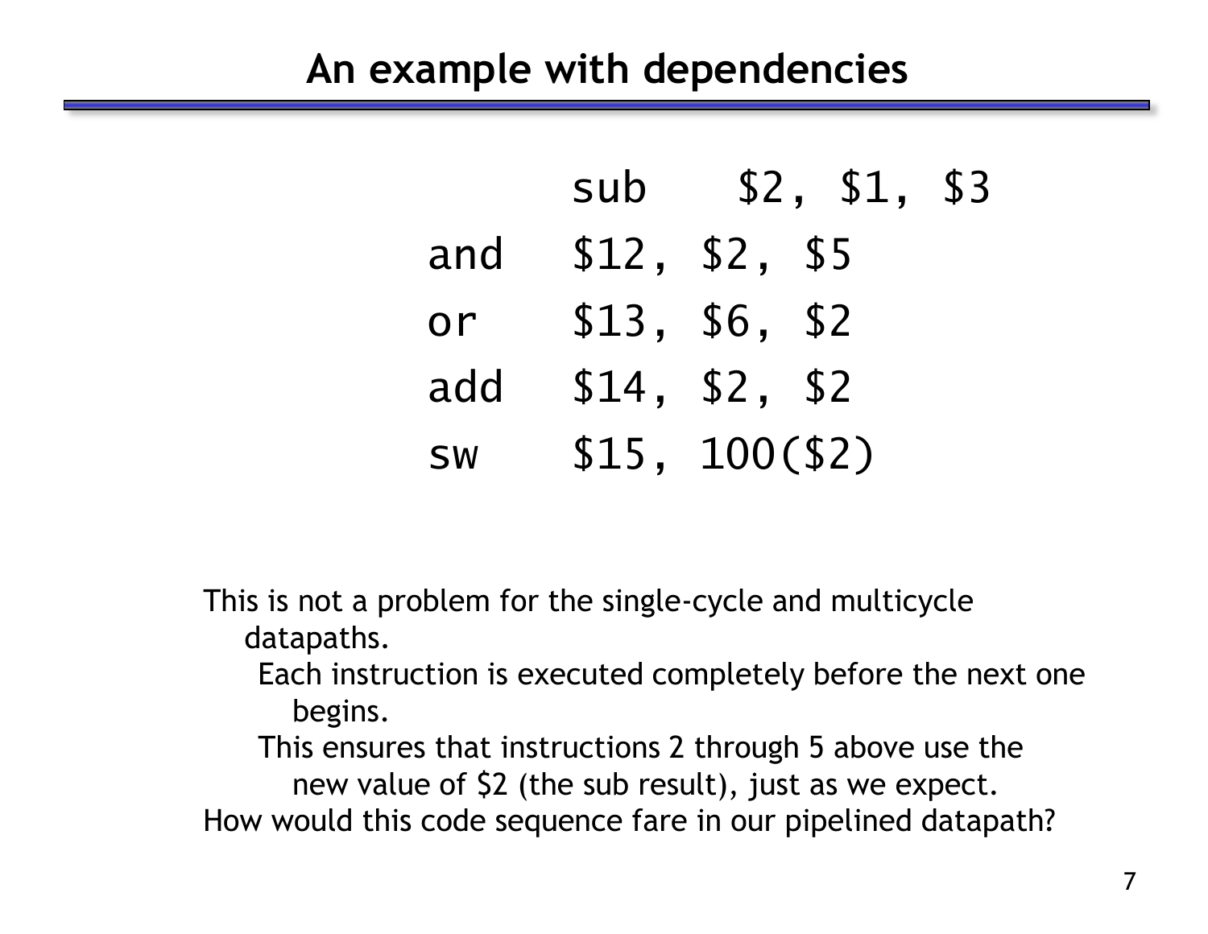# An example with dependencies

```
sub   $2, $1, $3
and   $12, $2, $5
or    $13, $6, $2
add   $14, $2, $2
sw    $15, 100($2)
```

This is not a problem for the single-cycle and multicycle datapaths.

- Each instruction is executed completely before the next one begins.
- This ensures that instructions 2 through 5 above use the new value of $2 (the sub result), just as we expect.

How would this code sequence fare in our pipelined datapath?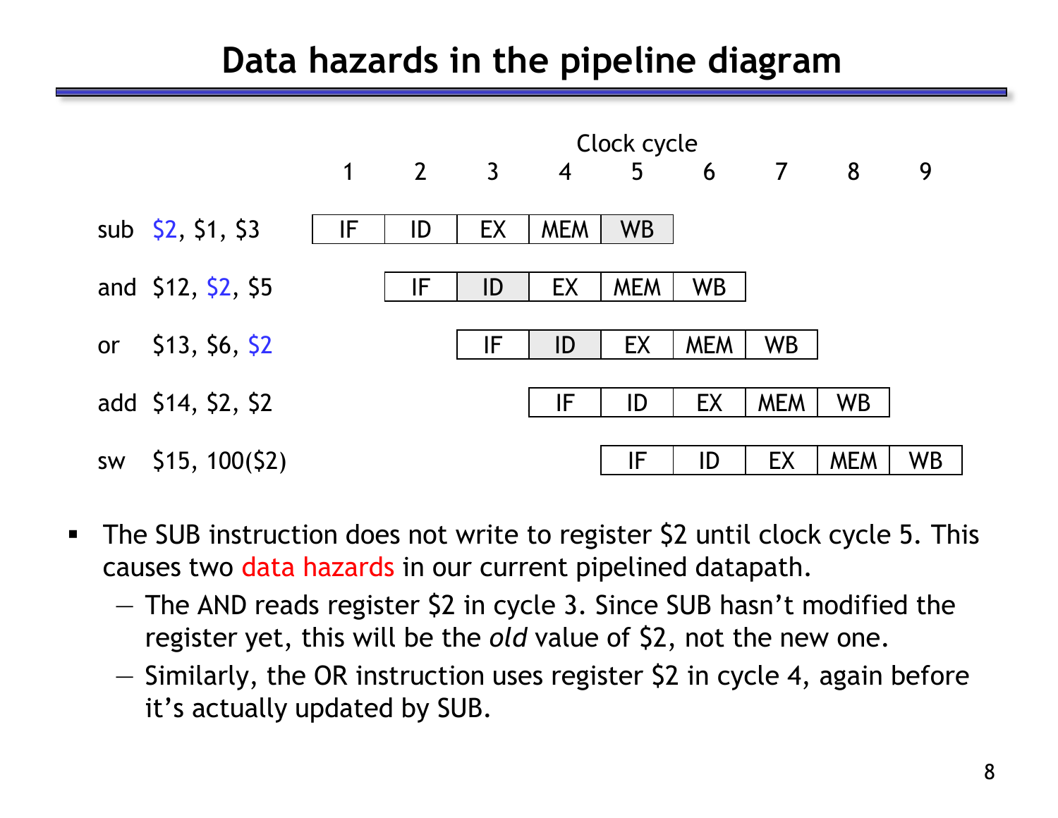# Data hazards in the pipeline diagram

| | Clock cycle | | | | | | | | |
|---|---|---|---|---|---|---|---|---|---|
| | 1 | 2 | 3 | 4 | 5 | 6 | 7 | 8 | 9 |
| sub $2, $1, $3 | IF | ID | EX | MEM | WB | | | | |
| and $12, $2, $5 | | IF | ID | EX | MEM | WB | | | |
| or $13, $6, $2 | | | IF | ID | EX | MEM | WB | | |
| add $14, $2, $2 | | | | IF | ID | EX | MEM | WB | |
| sw $15, 100($2) | | | | | IF | ID | EX | MEM | WB |

- The SUB instruction does not write to register $2 until clock cycle 5. This causes two data hazards in our current pipelined datapath.
  - The AND reads register $2 in cycle 3. Since SUB hasn't modified the register yet, this will be the *old* value of $2, not the new one.
  - Similarly, the OR instruction uses register $2 in cycle 4, again before it's actually updated by SUB.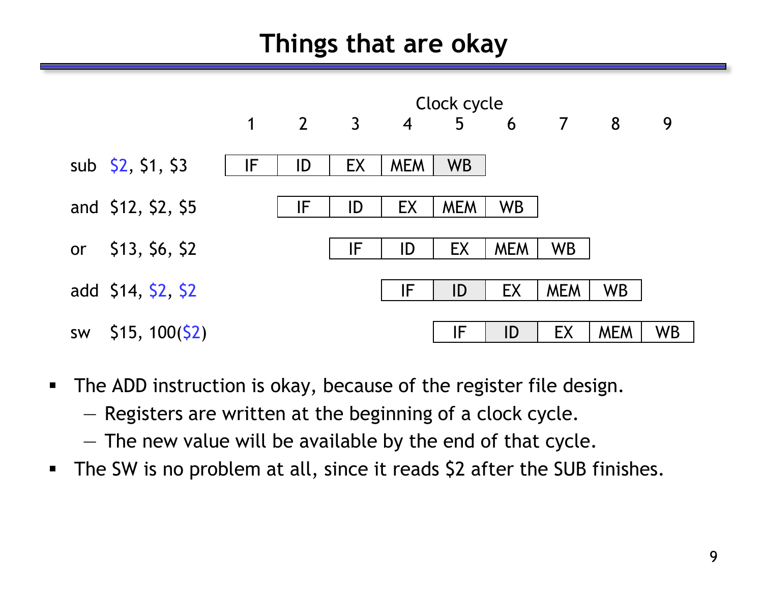# Things that are okay

| | Clock cycle | | | | | | | | |
|---|---|---|---|---|---|---|---|---|---|
| | 1 | 2 | 3 | 4 | 5 | 6 | 7 | 8 | 9 |
| sub $2, $1, $3 | IF | ID | EX | MEM | WB | | | | |
| and $12, $2, $5 | | IF | ID | EX | MEM | WB | | | |
| or $13, $6, $2 | | | IF | ID | EX | MEM | WB | | |
| add $14, $2, $2 | | | | IF | ID | EX | MEM | WB | |
| sw $15, 100($2) | | | | | IF | ID | EX | MEM | WB |

- The ADD instruction is okay, because of the register file design.
  - Registers are written at the beginning of a clock cycle.
  - The new value will be available by the end of that cycle.
- The SW is no problem at all, since it reads $2 after the SUB finishes.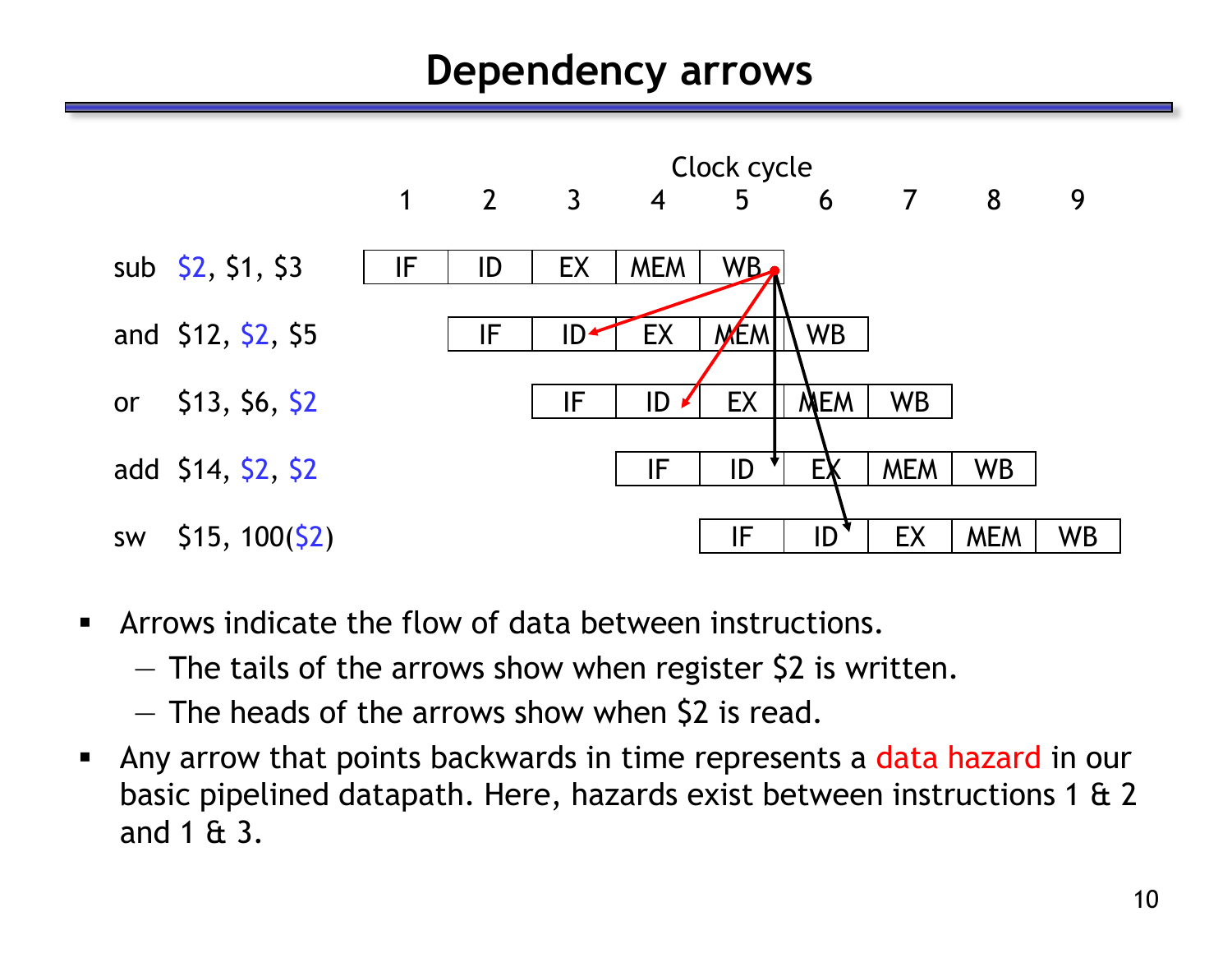# Dependency arrows

| | Clock cycle 1 | 2 | 3 | 4 | 5 | 6 | 7 | 8 | 9 |
|---|---|---|---|---|---|---|---|---|---|
| sub $2, $1, $3 | IF | ID | EX | MEM | WB | | | | |
| and $12, $2, $5 | | IF | ID | EX | MEM | WB | | | |
| or $13, $6, $2 | | | IF | ID | EX | MEM | WB | | |
| add $14, $2, $2 | | | | IF | ID | EX | MEM | WB | |
| sw $15, 100($2) | | | | | IF | ID | EX | MEM | WB |

- Arrows indicate the flow of data between instructions.
  - The tails of the arrows show when register $2 is written.
  - The heads of the arrows show when $2 is read.
- Any arrow that points backwards in time represents a data hazard in our basic pipelined datapath. Here, hazards exist between instructions 1 & 2 and 1 & 3.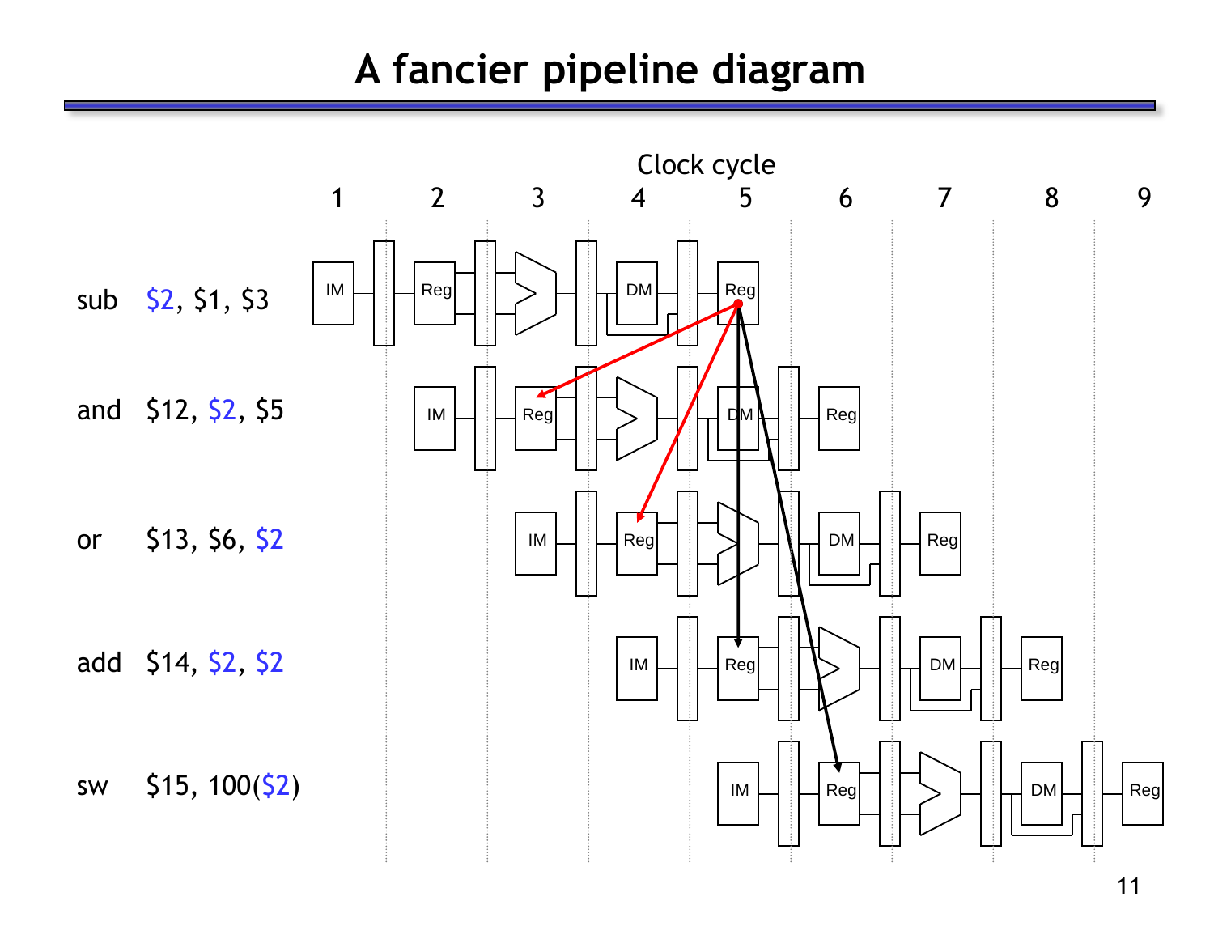# A fancier pipeline diagram

Clock cycle

1 2 3 4 5 6 7 8 9

sub $2, $1, $3

and $12, $2, $5

or $13, $6, $2

add $14, $2, $2

sw $15, 100($2)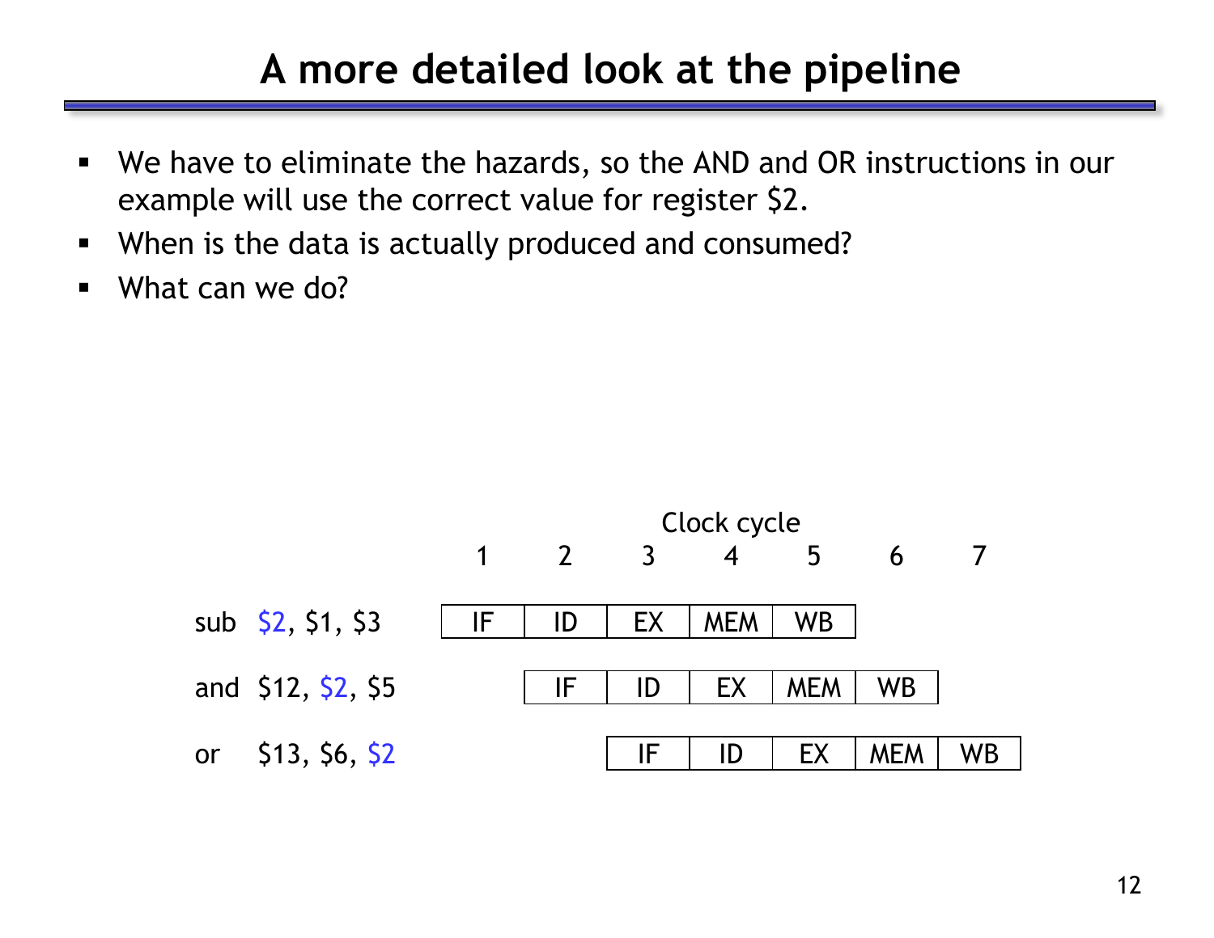# A more detailed look at the pipeline

- We have to eliminate the hazards, so the AND and OR instructions in our example will use the correct value for register $2.
- When is the data is actually produced and consumed?
- What can we do?

| | Clock cycle 1 | 2 | 3 | 4 | 5 | 6 | 7 |
|---|---|---|---|---|---|---|---|
| sub $2, $1, $3 | IF | ID | EX | MEM | WB | | |
| and $12, $2, $5 | | IF | ID | EX | MEM | WB | |
| or $13, $6, $2 | | | IF | ID | EX | MEM | WB |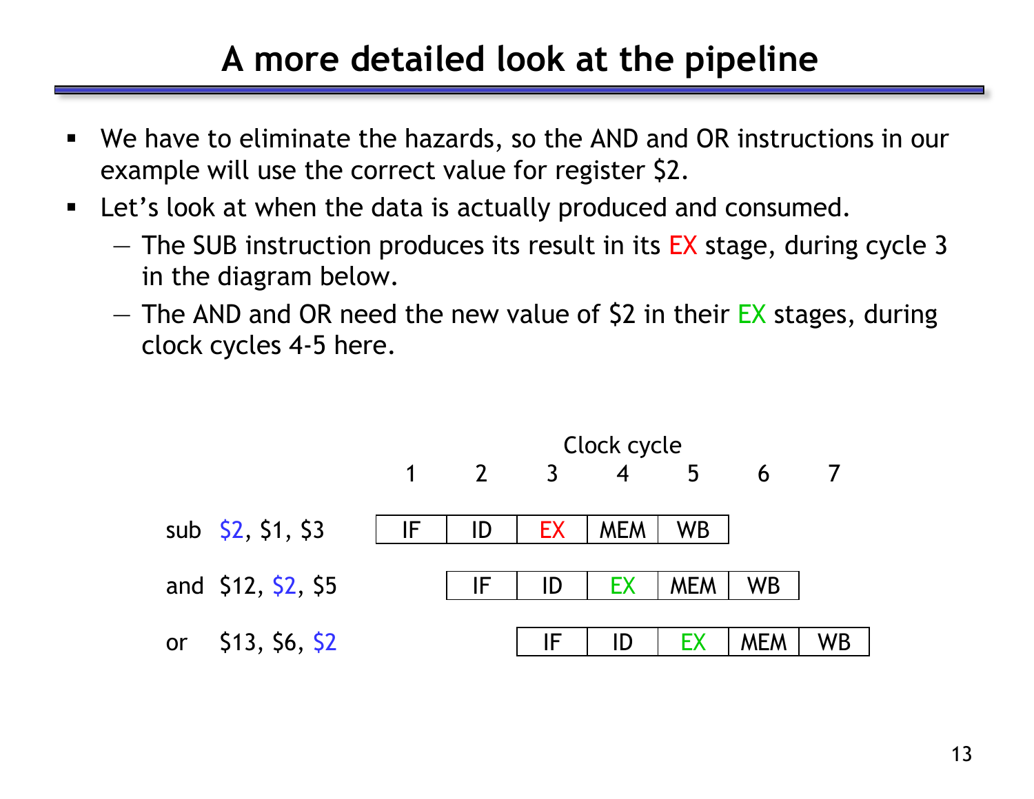# A more detailed look at the pipeline

- We have to eliminate the hazards, so the AND and OR instructions in our example will use the correct value for register $2.
- Let's look at when the data is actually produced and consumed.
  - The SUB instruction produces its result in its EX stage, during cycle 3 in the diagram below.
  - The AND and OR need the new value of $2 in their EX stages, during clock cycles 4-5 here.

| | Clock cycle 1 | 2 | 3 | 4 | 5 | 6 | 7 |
|---|---|---|---|---|---|---|---|
| sub $2, $1, $3 | IF | ID | EX | MEM | WB | | |
| and $12, $2, $5 | | IF | ID | EX | MEM | WB | |
| or $13, $6, $2 | | | IF | ID | EX | MEM | WB |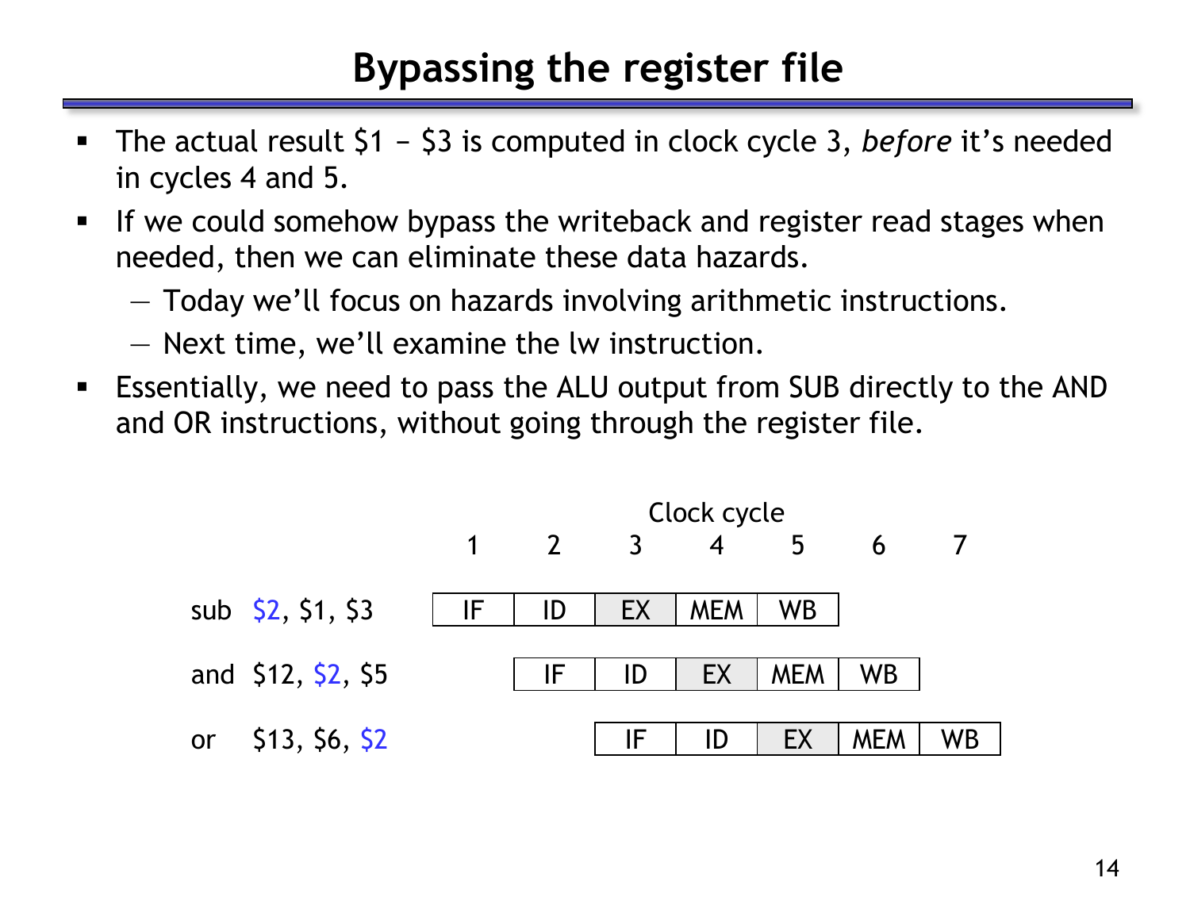# Bypassing the register file

- The actual result $1 – $3 is computed in clock cycle 3, *before* it's needed in cycles 4 and 5.
- If we could somehow bypass the writeback and register read stages when needed, then we can eliminate these data hazards.
  - Today we'll focus on hazards involving arithmetic instructions.
  - Next time, we'll examine the lw instruction.
- Essentially, we need to pass the ALU output from SUB directly to the AND and OR instructions, without going through the register file.

| | Clock cycle 1 | 2 | 3 | 4 | 5 | 6 | 7 |
|---|---|---|---|---|---|---|---|
| sub $2, $1, $3 | IF | ID | EX | MEM | WB | | |
| and $12, $2, $5 | | IF | ID | EX | MEM | WB | |
| or $13, $6, $2 | | | IF | ID | EX | MEM | WB |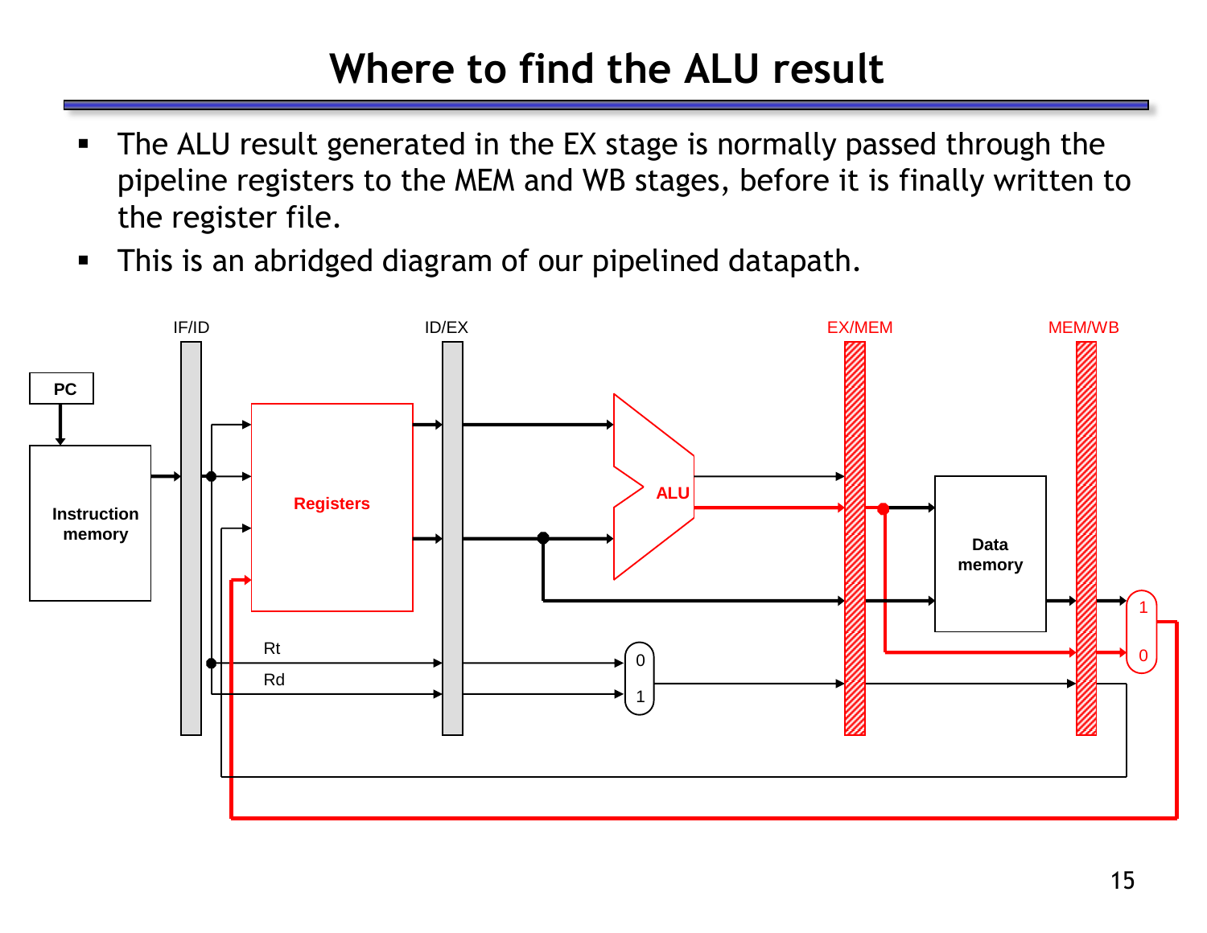# Where to find the ALU result

- The ALU result generated in the EX stage is normally passed through the pipeline registers to the MEM and WB stages, before it is finally written to the register file.
- This is an abridged diagram of our pipelined datapath.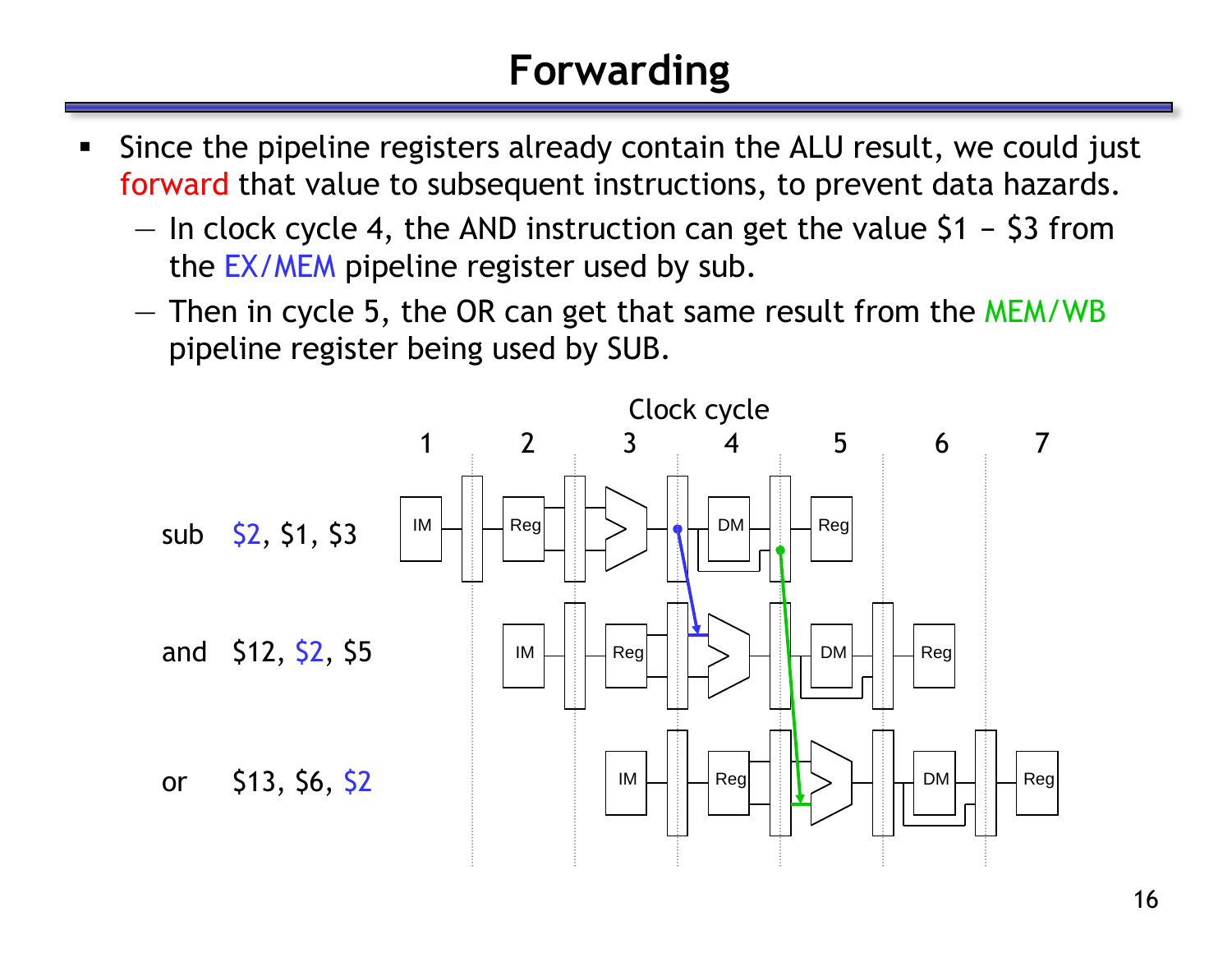# Forwarding

- Since the pipeline registers already contain the ALU result, we could just forward that value to subsequent instructions, to prevent data hazards.
  - In clock cycle 4, the AND instruction can get the value $1 – $3 from the EX/MEM pipeline register used by sub.
  - Then in cycle 5, the OR can get that same result from the MEM/WB pipeline register being used by SUB.

Clock cycle

1 2 3 4 5 6 7

sub $2, $1, $3

and $12, $2, $5

or $13, $6, $2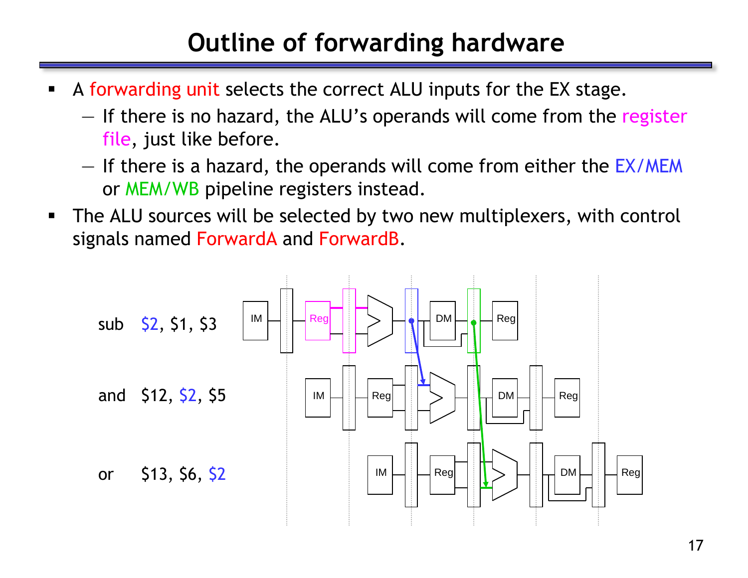# Outline of forwarding hardware

- A forwarding unit selects the correct ALU inputs for the EX stage.
  - If there is no hazard, the ALU's operands will come from the register file, just like before.
  - If there is a hazard, the operands will come from either the EX/MEM or MEM/WB pipeline registers instead.
- The ALU sources will be selected by two new multiplexers, with control signals named ForwardA and ForwardB.

```
sub   $2, $1, $3
and   $12, $2, $5
or    $13, $6, $2
```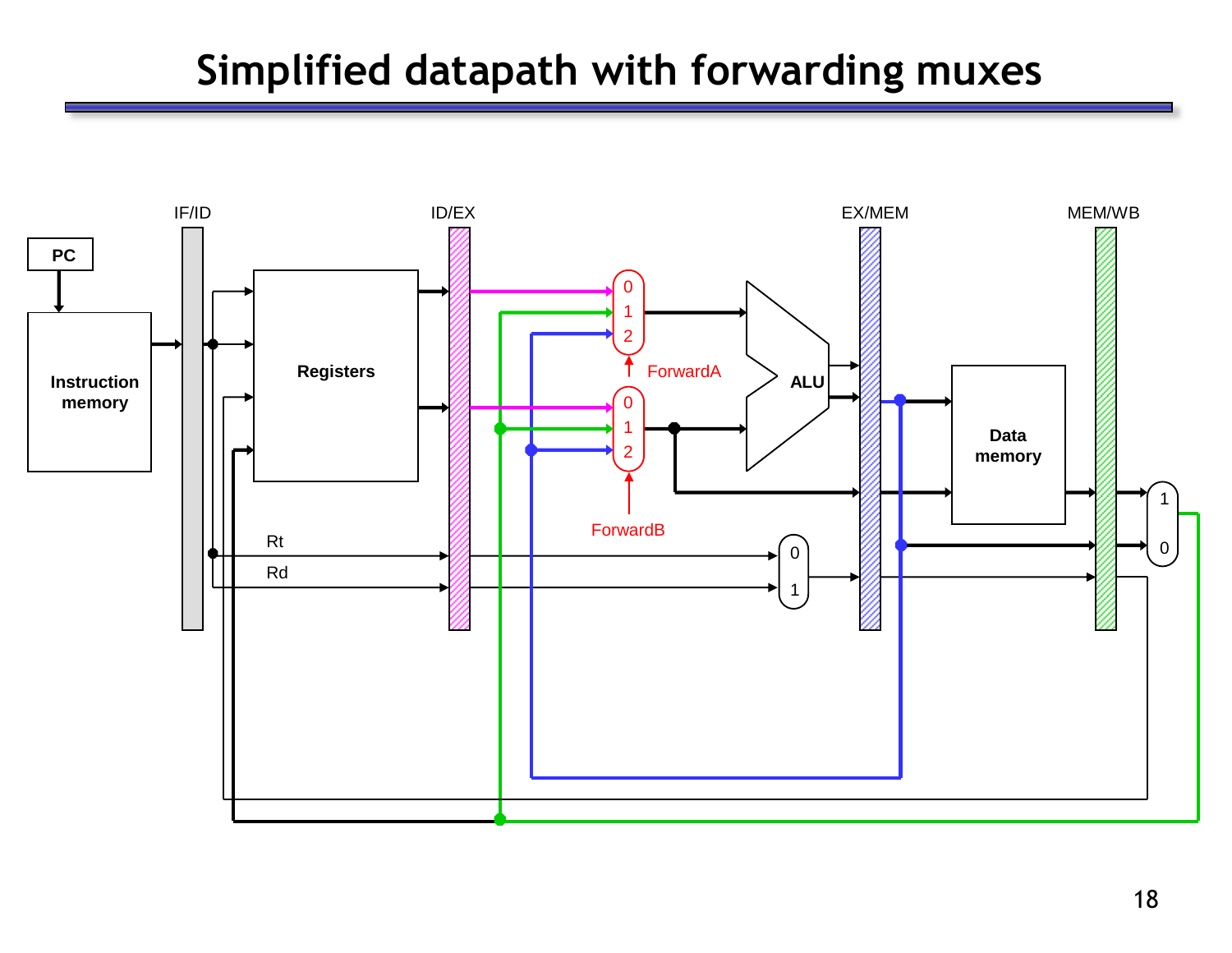# Simplified datapath with forwarding muxes

PC

Instruction memory

IF/ID

Registers

ID/EX

Rt

Rd

0 1 2 ForwardA

0 1 2 ForwardB

ALU

0 1

EX/MEM

Data memory

MEM/WB

1 0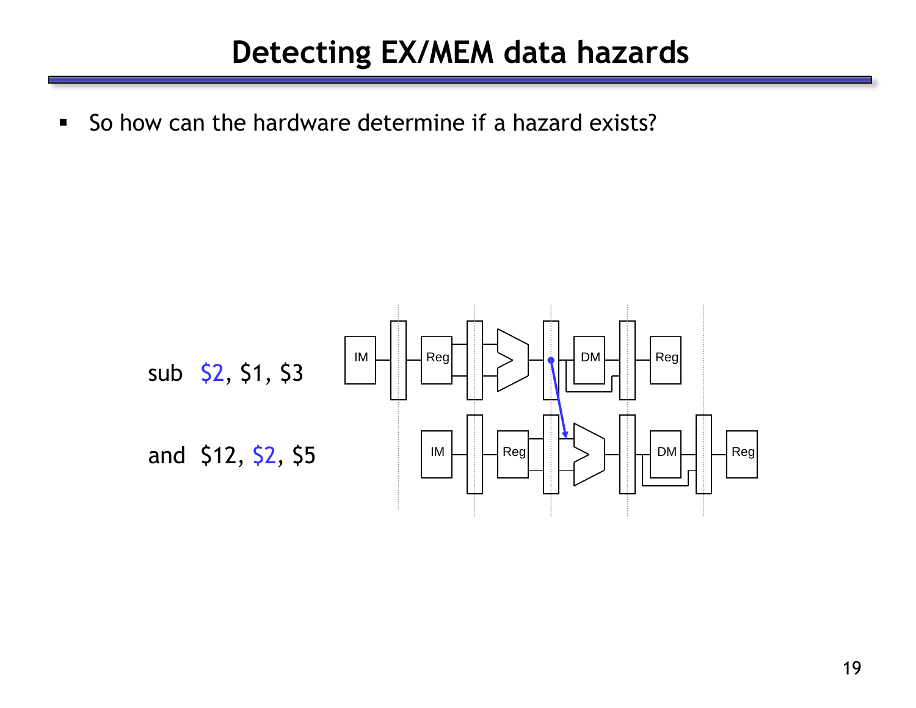# Detecting EX/MEM data hazards

- So how can the hardware determine if a hazard exists?

sub $2, $1, $3

and $12, $2, $5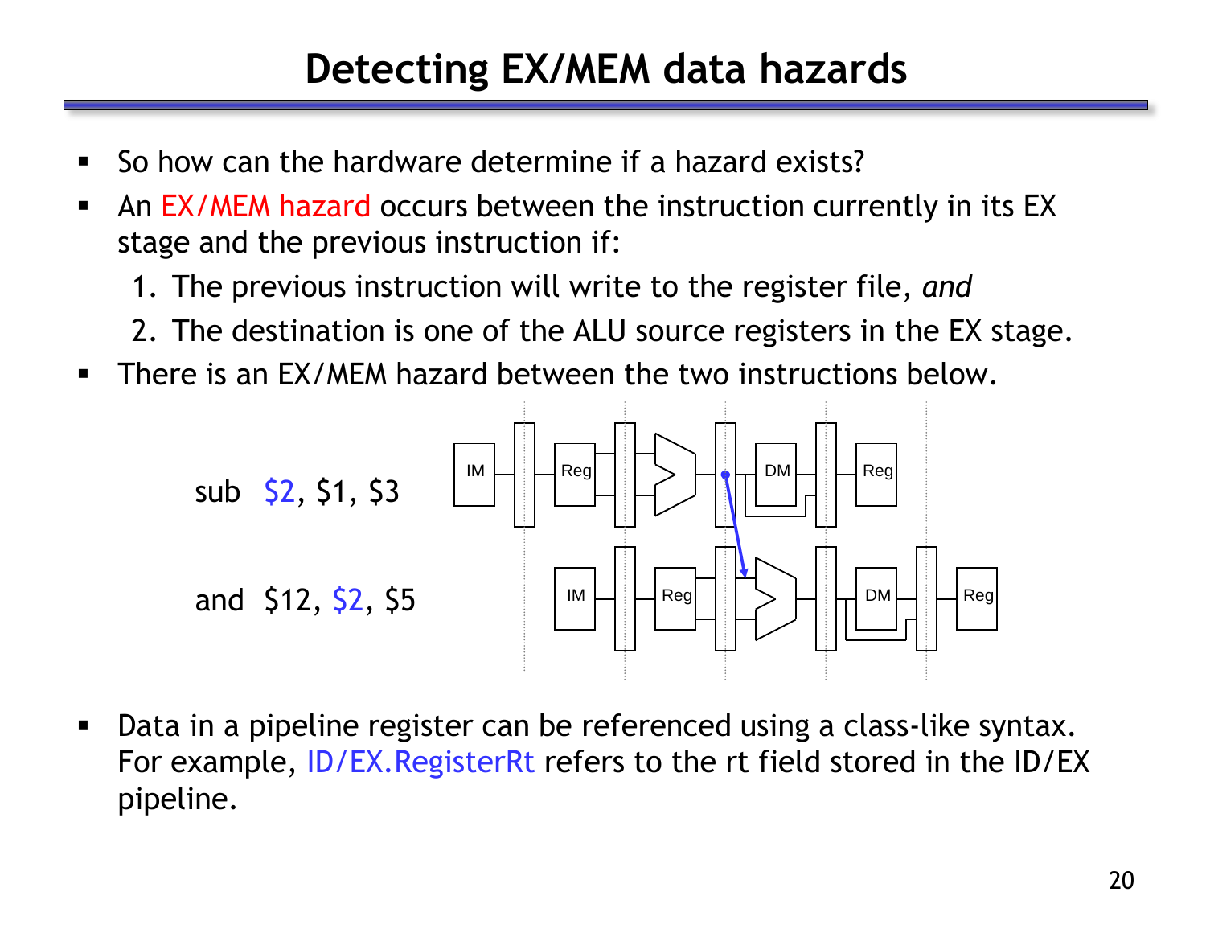# Detecting EX/MEM data hazards

- So how can the hardware determine if a hazard exists?
- An EX/MEM hazard occurs between the instruction currently in its EX stage and the previous instruction if:
  1. The previous instruction will write to the register file, *and*
  2. The destination is one of the ALU source registers in the EX stage.
- There is an EX/MEM hazard between the two instructions below.

```
sub  $2, $1, $3

and  $12, $2, $5
```

- Data in a pipeline register can be referenced using a class-like syntax. For example, ID/EX.RegisterRt refers to the rt field stored in the ID/EX pipeline.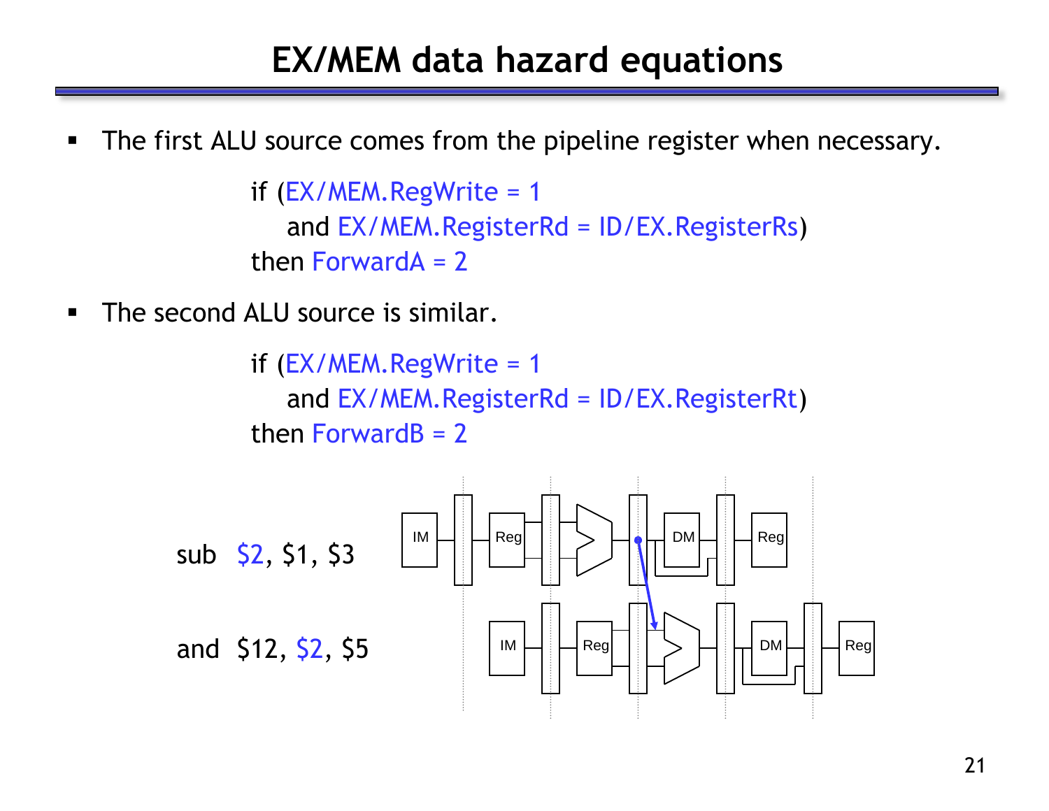# EX/MEM data hazard equations

- The first ALU source comes from the pipeline register when necessary.

```
if (EX/MEM.RegWrite = 1
    and EX/MEM.RegisterRd = ID/EX.RegisterRs)
then ForwardA = 2
```

- The second ALU source is similar.

```
if (EX/MEM.RegWrite = 1
    and EX/MEM.RegisterRd = ID/EX.RegisterRt)
then ForwardB = 2
```

```
sub  $2, $1, $3

and  $12, $2, $5
```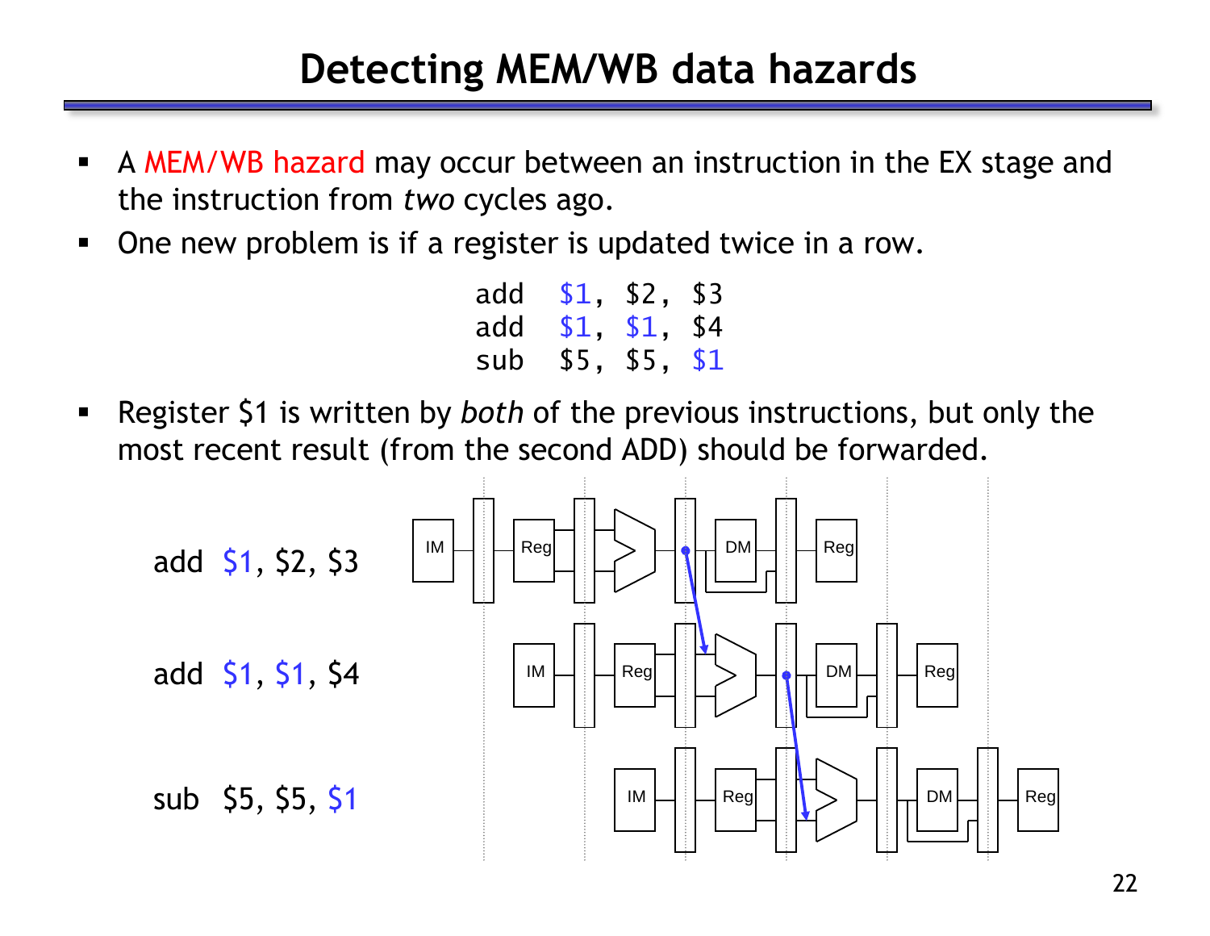# Detecting MEM/WB data hazards

- A MEM/WB hazard may occur between an instruction in the EX stage and the instruction from *two* cycles ago.
- One new problem is if a register is updated twice in a row.

```
add  $1, $2, $3
add  $1, $1, $4
sub  $5, $5, $1
```

- Register $1 is written by *both* of the previous instructions, but only the most recent result (from the second ADD) should be forwarded.

add $1, $2, $3

add $1, $1, $4

sub $5, $5, $1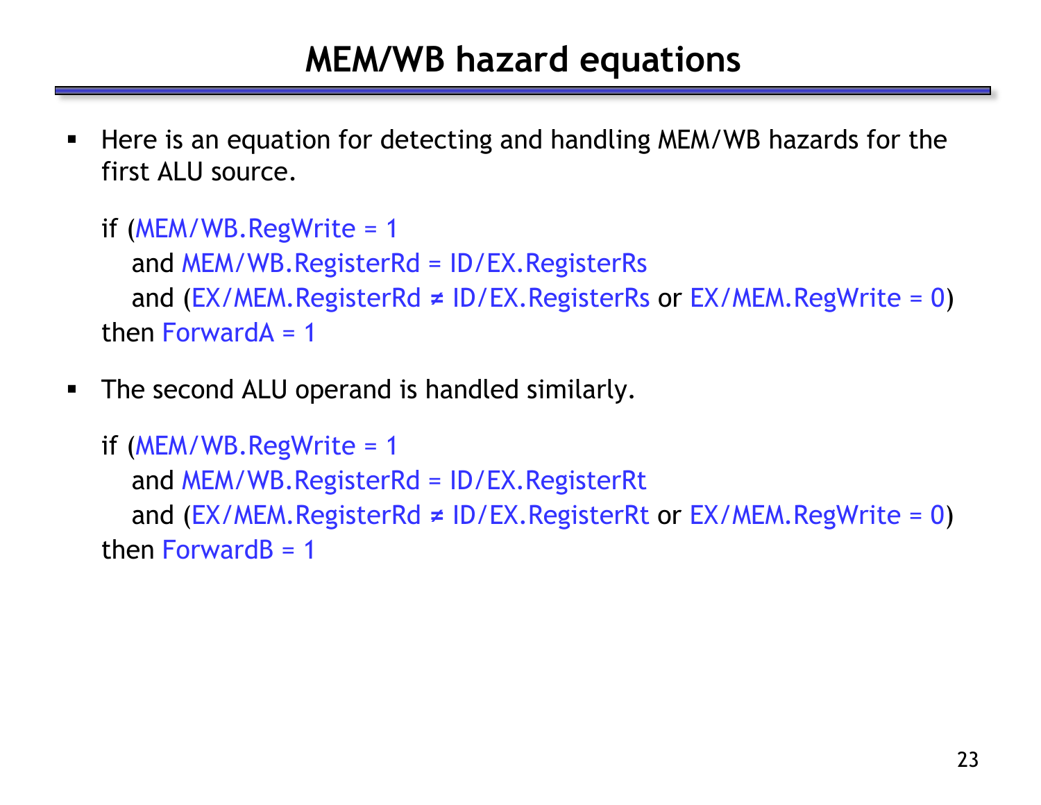# MEM/WB hazard equations

- Here is an equation for detecting and handling MEM/WB hazards for the first ALU source.

```
if (MEM/WB.RegWrite = 1
   and MEM/WB.RegisterRd = ID/EX.RegisterRs
   and (EX/MEM.RegisterRd ≠ ID/EX.RegisterRs or EX/MEM.RegWrite = 0)
then ForwardA = 1
```

- The second ALU operand is handled similarly.

```
if (MEM/WB.RegWrite = 1
   and MEM/WB.RegisterRd = ID/EX.RegisterRt
   and (EX/MEM.RegisterRd ≠ ID/EX.RegisterRt or EX/MEM.RegWrite = 0)
then ForwardB = 1
```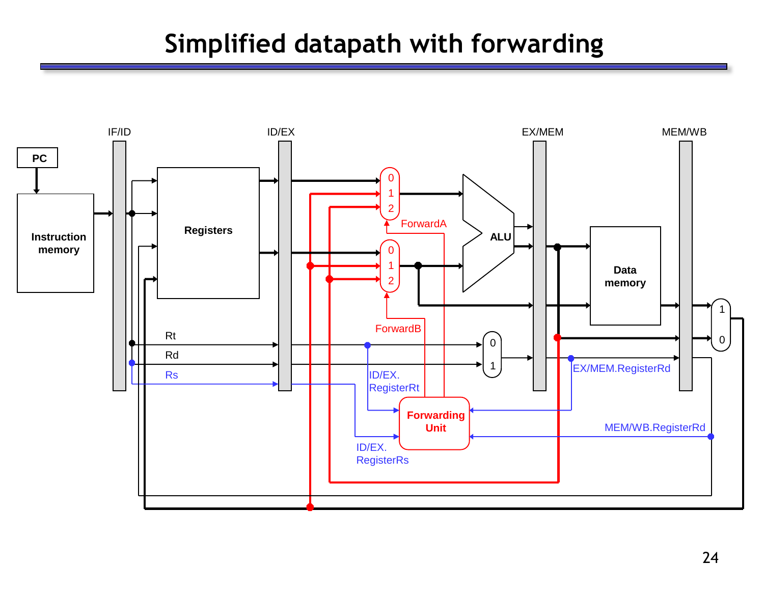# Simplified datapath with forwarding

PC

Instruction memory

IF/ID

Registers

ID/EX

0
1
2

ForwardA

0
1
2

ForwardB

ALU

EX/MEM

Data memory

MEM/WB

1
0

Rt

Rd

Rs

0
1

ID/EX. RegisterRt

ID/EX. RegisterRs

Forwarding Unit

EX/MEM.RegisterRd

MEM/WB.RegisterRd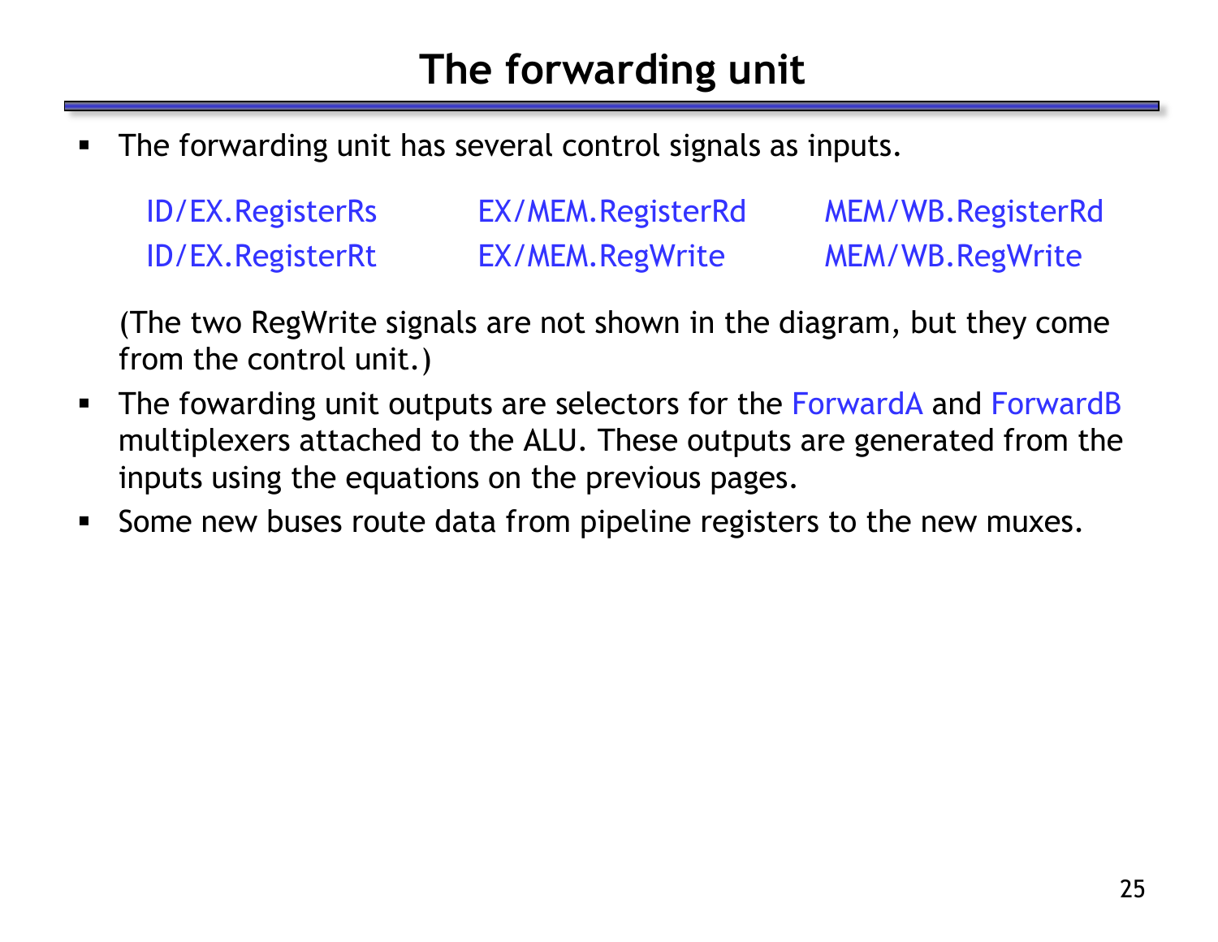# The forwarding unit

- The forwarding unit has several control signals as inputs.

| | | |
|---|---|---|
| ID/EX.RegisterRs | EX/MEM.RegisterRd | MEM/WB.RegisterRd |
| ID/EX.RegisterRt | EX/MEM.RegWrite | MEM/WB.RegWrite |

  (The two RegWrite signals are not shown in the diagram, but they come from the control unit.)

- The fowarding unit outputs are selectors for the ForwardA and ForwardB multiplexers attached to the ALU. These outputs are generated from the inputs using the equations on the previous pages.
- Some new buses route data from pipeline registers to the new muxes.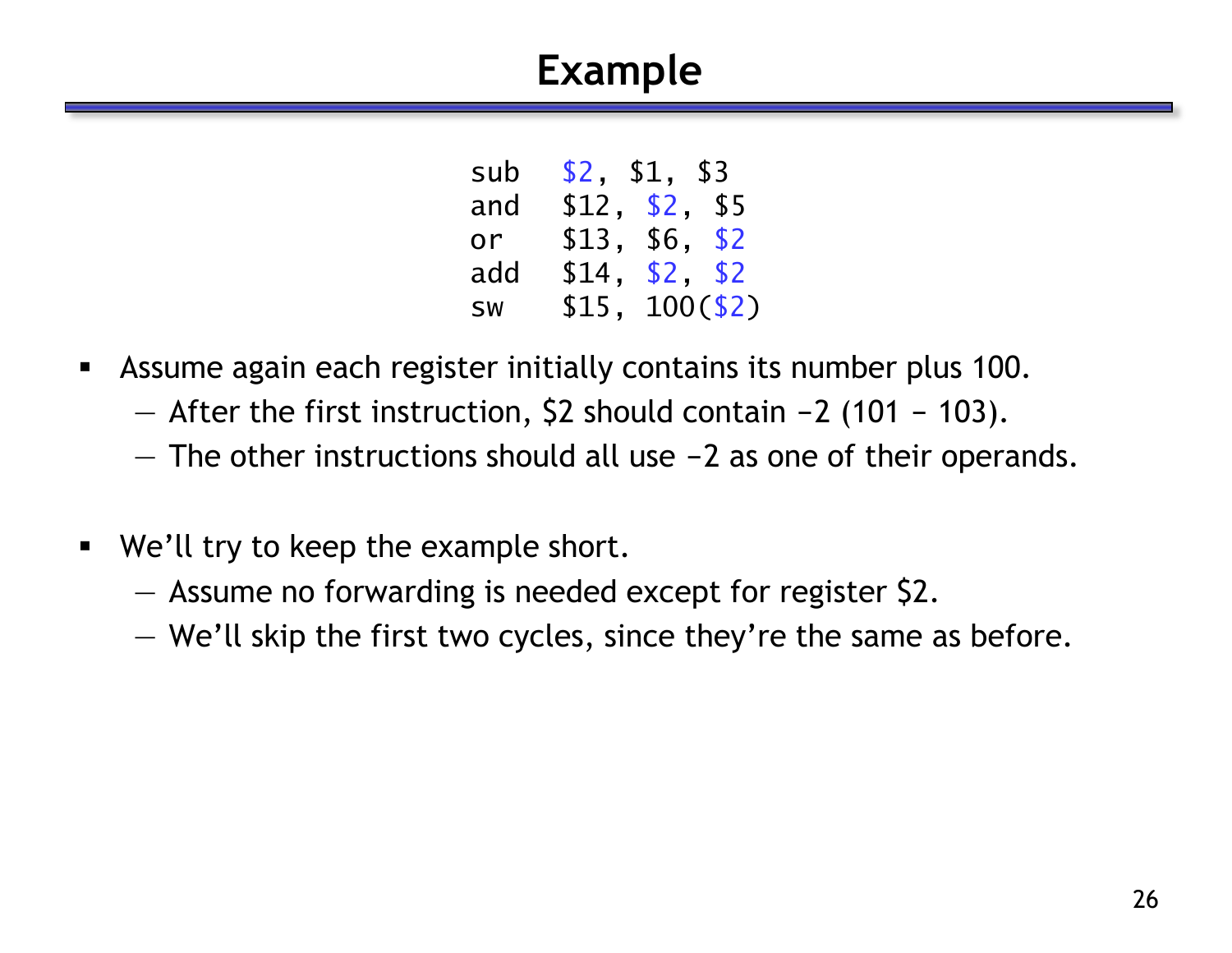# Example

```
sub   $2, $1, $3
and   $12, $2, $5
or    $13, $6, $2
add   $14, $2, $2
sw    $15, 100($2)
```

- Assume again each register initially contains its number plus 100.
  - After the first instruction, $2 should contain −2 (101 − 103).
  - The other instructions should all use −2 as one of their operands.

- We'll try to keep the example short.
  - Assume no forwarding is needed except for register $2.
  - We'll skip the first two cycles, since they're the same as before.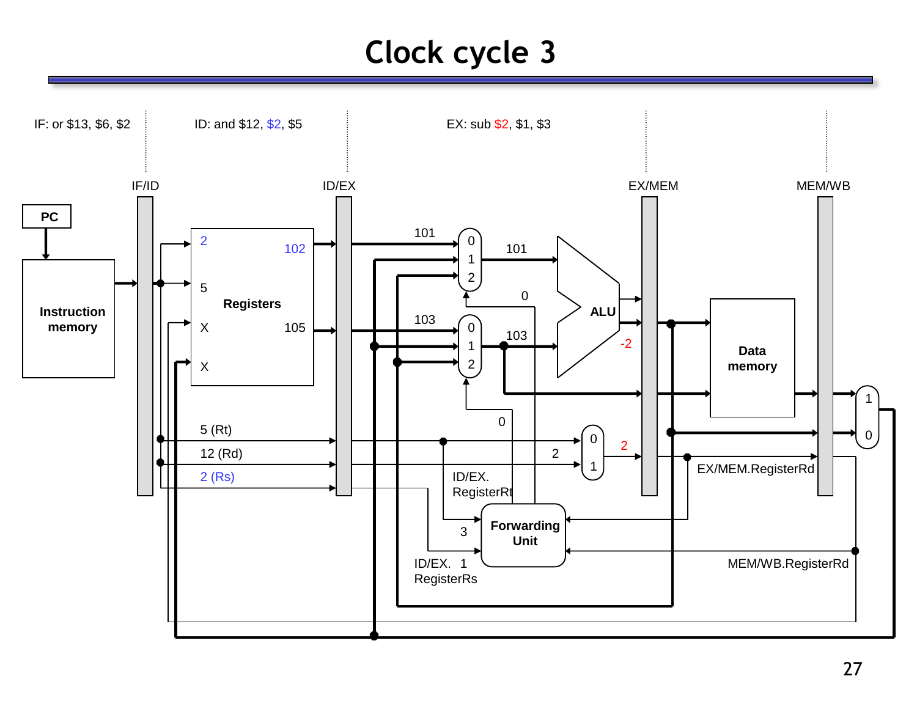# Clock cycle 3

IF: or $13, $6, $2

ID: and $12, $2, $5

EX: sub $2, $1, $3

IF/ID

ID/EX

EX/MEM

MEM/WB

PC

Instruction memory

Registers

2

102

5

X

105

X

101

0

1

2

101

0

103

0

1

2

103

ALU

-2

Data memory

1

0

5 (Rt)

12 (Rd)

2 (Rs)

0

0

1

2

2

ID/EX. RegisterRt

EX/MEM.RegisterRd

3

Forwarding Unit

ID/EX. RegisterRs

1

MEM/WB.RegisterRd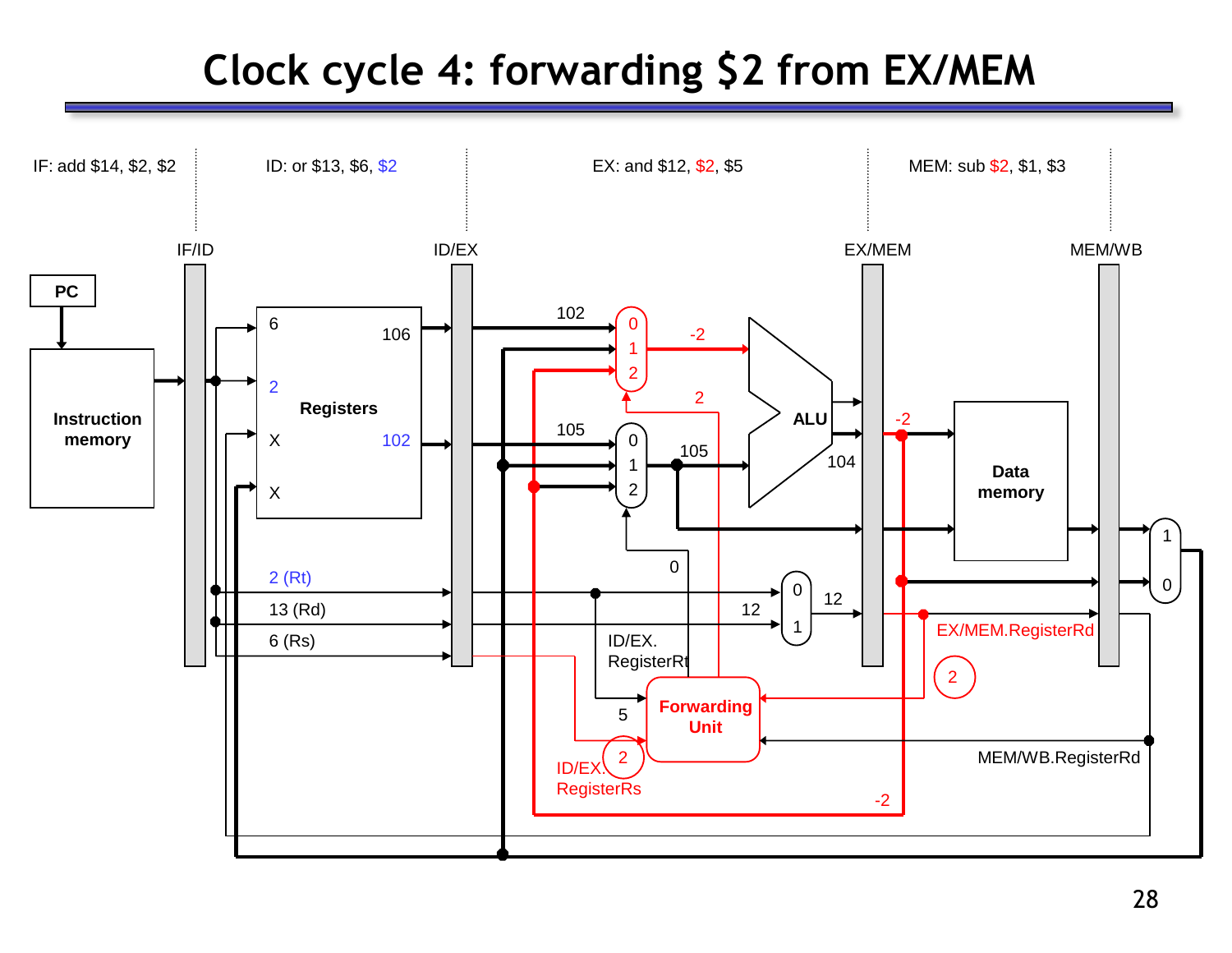# Clock cycle 4: forwarding $2 from EX/MEM

IF: add $14, $2, $2

ID: or $13, $6, $2

EX: and $12, $2, $5

MEM: sub $2, $1, $3

IF/ID

ID/EX

EX/MEM

MEM/WB

PC

Instruction memory

Registers

6

106

2

X

102

X

2 (Rt)

13 (Rd)

6 (Rs)

102

-2

105

105

2

ALU

-2

104

Data memory

0

12

12

ID/EX. RegisterRt

5

Forwarding Unit

2

ID/EX. RegisterRs

2

EX/MEM.RegisterRd

MEM/WB.RegisterRd

-2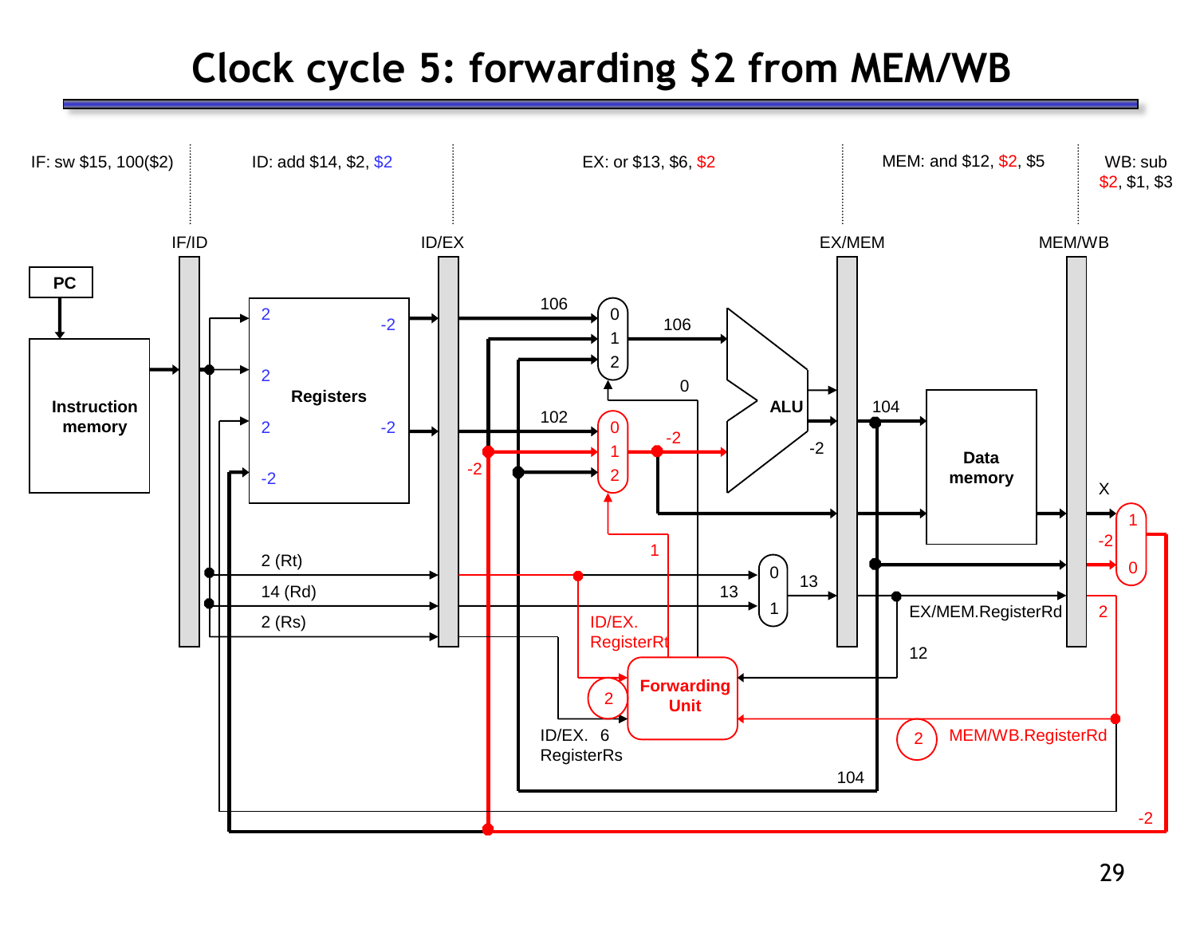# Clock cycle 5: forwarding $2 from MEM/WB

IF: sw $15, 100($2)

ID: add $14, $2, $2

EX: or $13, $6, $2

MEM: and $12, $2, $5

WB: sub $2, $1, $3

IF/ID

ID/EX

EX/MEM

MEM/WB

PC

Instruction memory

Registers

2

-2

2

2

-2

-2

106

106

0

1

2

0

ALU

104

102

0

1

2

-2

-2

-2

Data memory

X

1

-2

0

2 (Rt)

14 (Rd)

2 (Rs)

1

0

1

13

13

EX/MEM.RegisterRd

2

ID/EX. RegisterRt

12

2

Forwarding Unit

ID/EX. RegisterRs

6

2

MEM/WB.RegisterRd

104

-2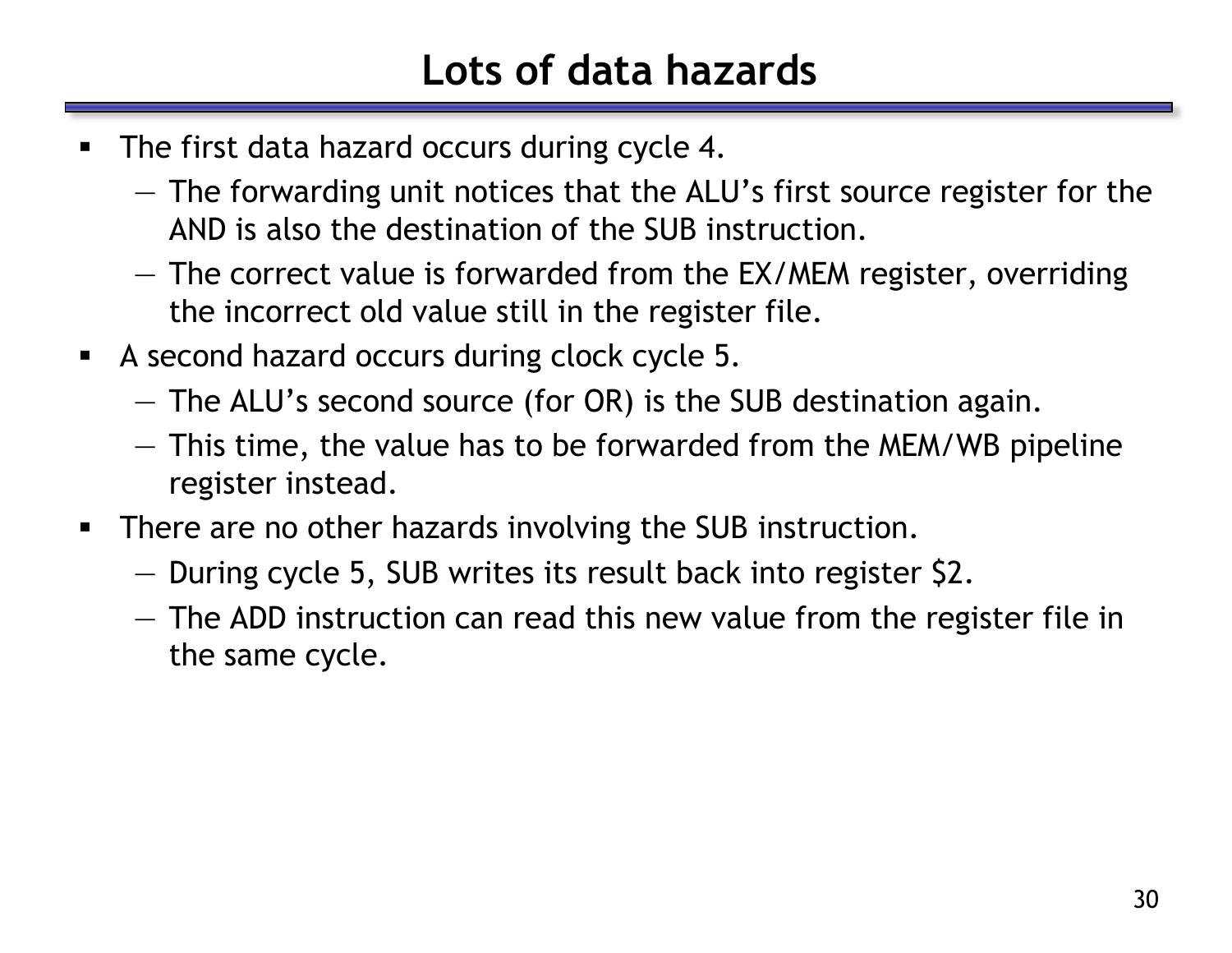# Lots of data hazards

- The first data hazard occurs during cycle 4.
  - The forwarding unit notices that the ALU's first source register for the AND is also the destination of the SUB instruction.
  - The correct value is forwarded from the EX/MEM register, overriding the incorrect old value still in the register file.
- A second hazard occurs during clock cycle 5.
  - The ALU's second source (for OR) is the SUB destination again.
  - This time, the value has to be forwarded from the MEM/WB pipeline register instead.
- There are no other hazards involving the SUB instruction.
  - During cycle 5, SUB writes its result back into register $2.
  - The ADD instruction can read this new value from the register file in the same cycle.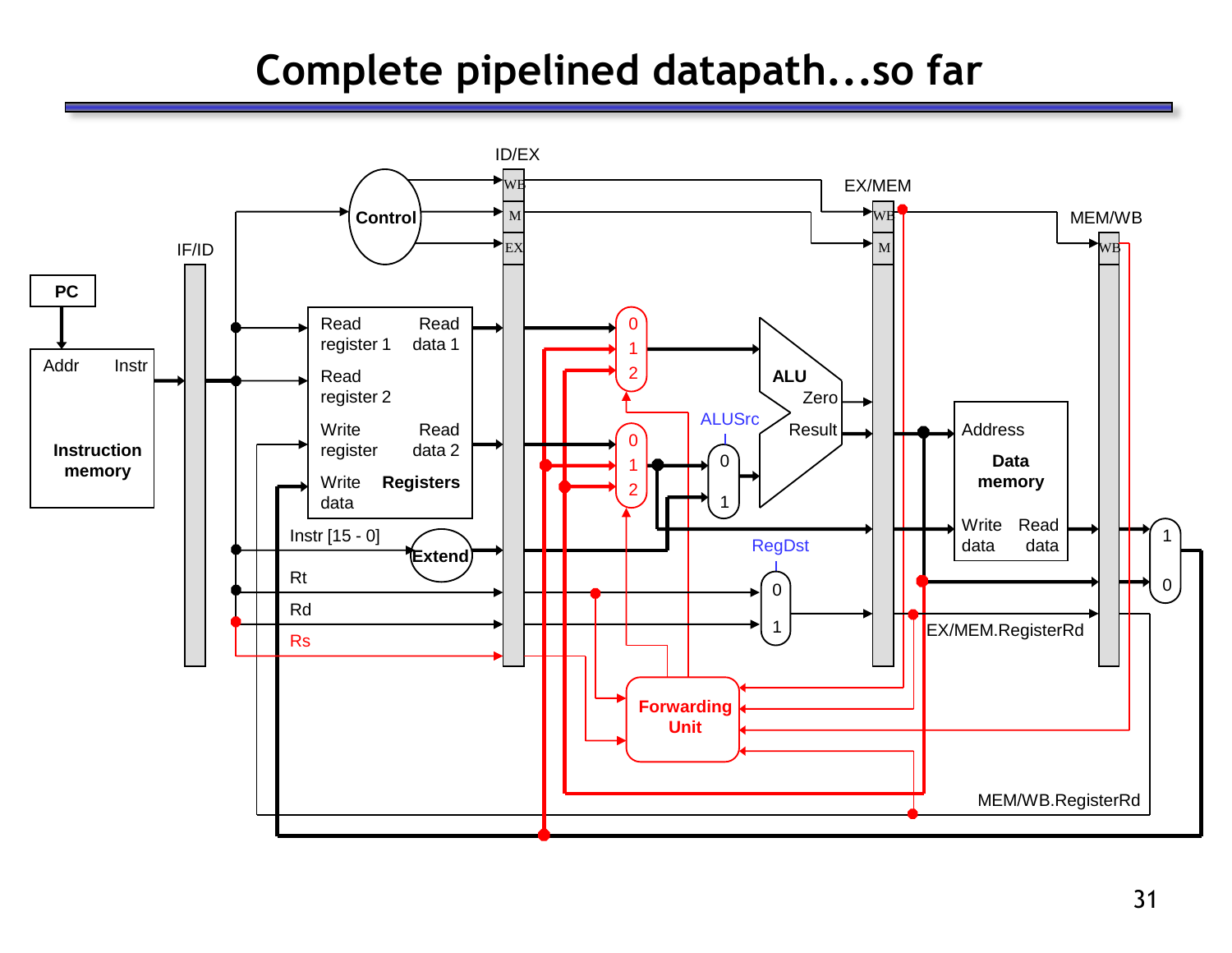# Complete pipelined datapath...so far

PC

Addr Instr

Instruction memory

IF/ID

Control

ID/EX

WB

M

EX

Read register 1

Read data 1

Read register 2

Write register

Read data 2

Write data

Registers

Instr [15 - 0]

Extend

Rt

Rd

Rs

0 1 2

0 1 2

ALUSrc

0 1

ALU

Zero

Result

RegDst

0 1

Forwarding Unit

EX/MEM

WB

M

Address

Data memory

Write data

Read data

EX/MEM.RegisterRd

MEM/WB

WB

1 0

MEM/WB.RegisterRd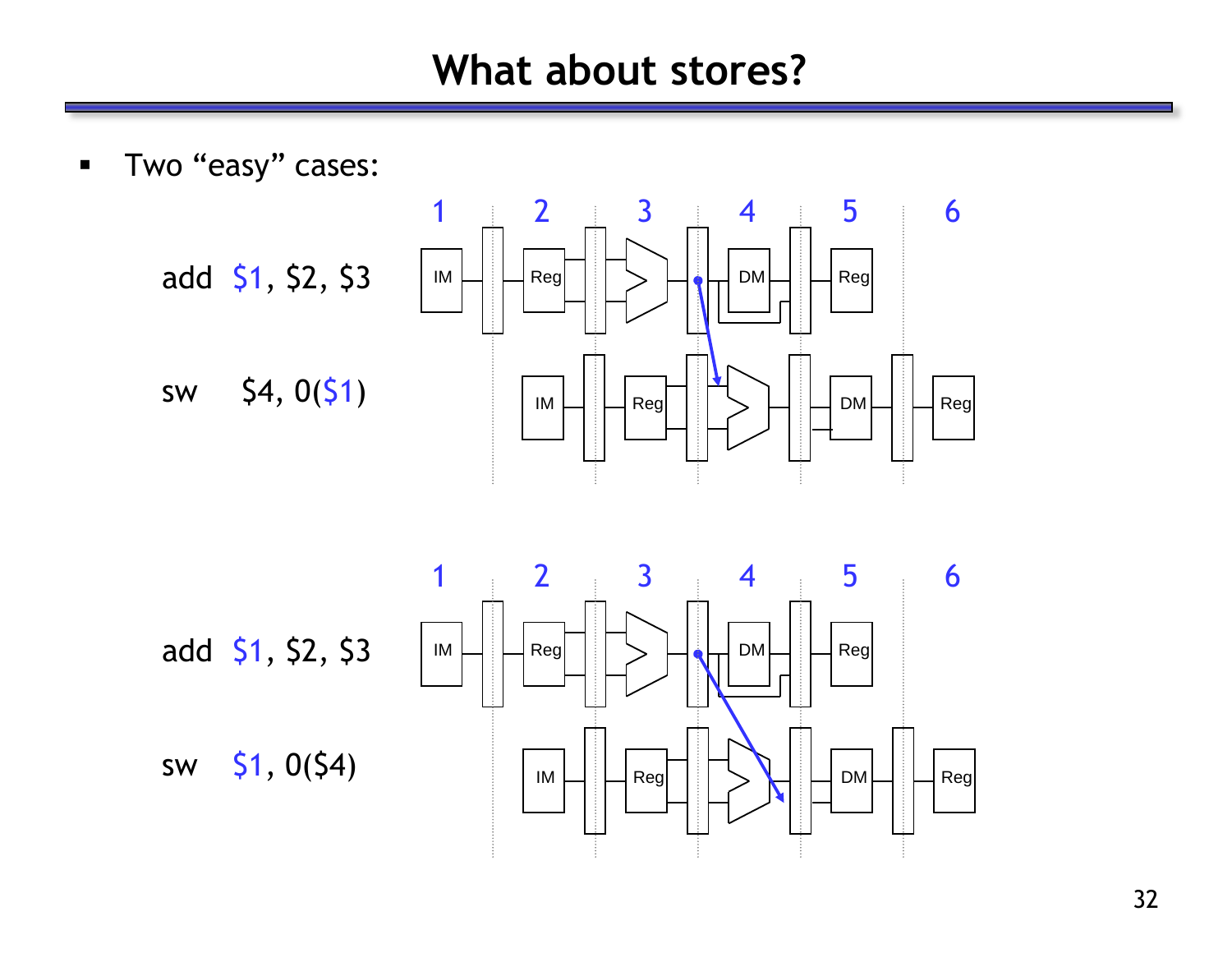# What about stores?

- Two "easy" cases:

add $1, $2, $3

sw $4, 0($1)

add $1, $2, $3

sw $1, 0($4)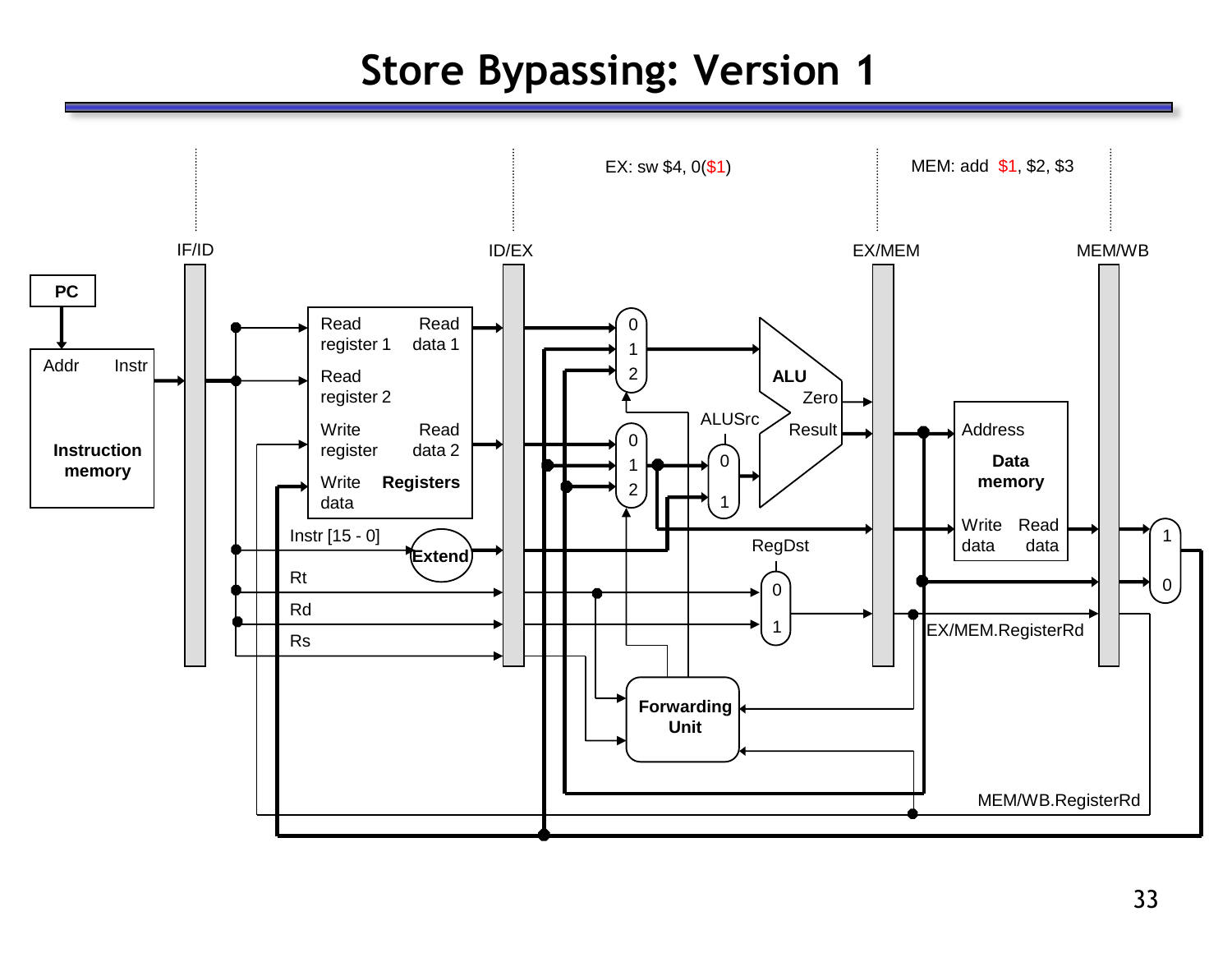# Store Bypassing: Version 1

EX: sw $4, 0($1)

MEM: add $1, $2, $3

IF/ID

ID/EX

EX/MEM

MEM/WB

PC

Addr Instr

Instruction memory

Read register 1

Read data 1

Read register 2

Write register

Read data 2

Write data

Registers

Instr [15 - 0]

Extend

Rt

Rd

Rs

0 1 2

0 1 2

ALUSrc

0 1

ALU

Zero

Result

RegDst

0 1

Address

Data memory

Write data

Read data

1 0

EX/MEM.RegisterRd

Forwarding Unit

MEM/WB.RegisterRd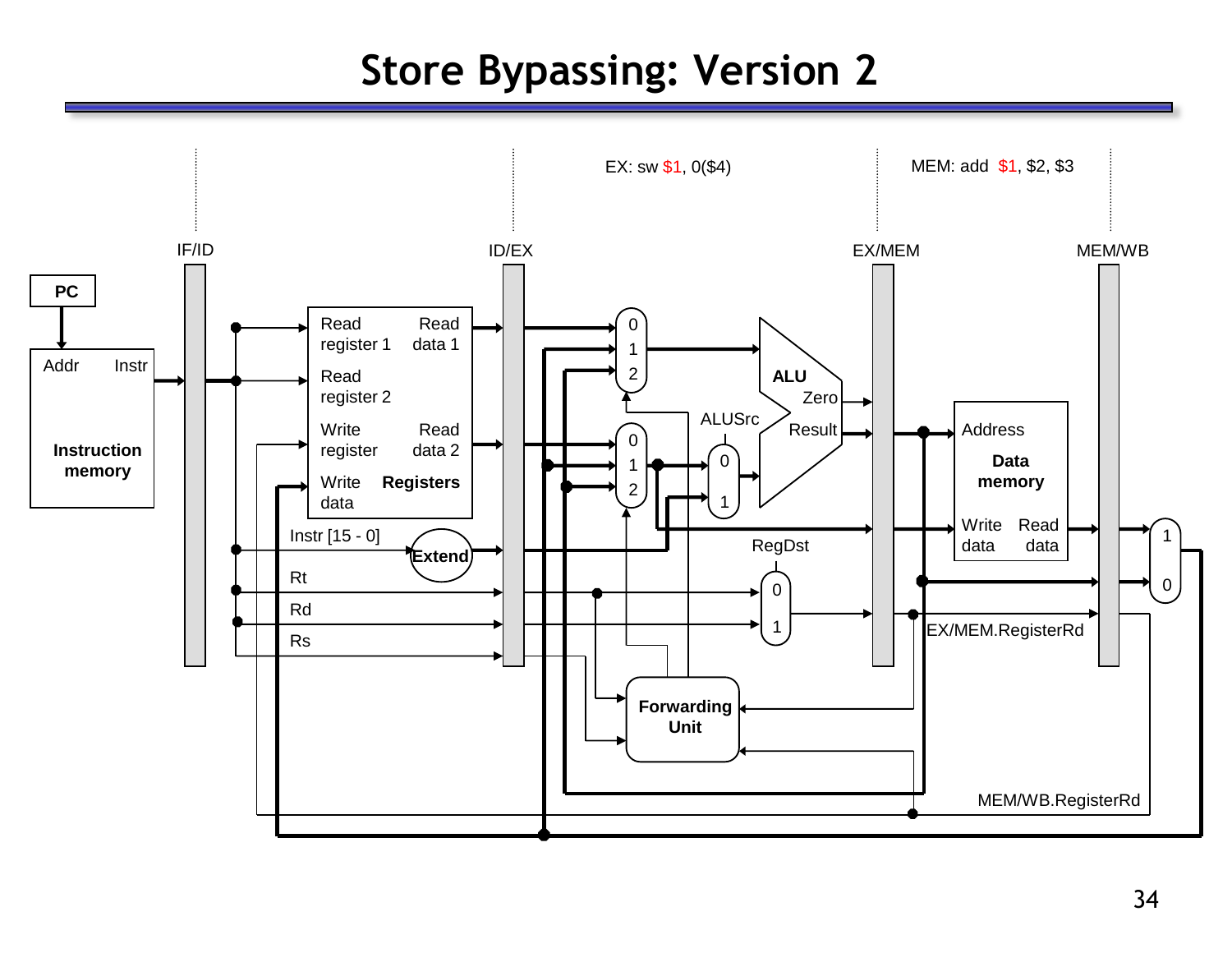# Store Bypassing: Version 2

EX: sw $1, 0($4)

MEM: add $1, $2, $3

IF/ID

ID/EX

EX/MEM

MEM/WB

PC

Addr Instr

Instruction memory

Read register 1

Read data 1

Read register 2

Write register

Read data 2

Write data

Registers

Instr [15 - 0]

Extend

Rt

Rd

Rs

ALU

Zero

Result

ALUSrc

RegDst

Address

Data memory

Write data

Read data

EX/MEM.RegisterRd

Forwarding Unit

MEM/WB.RegisterRd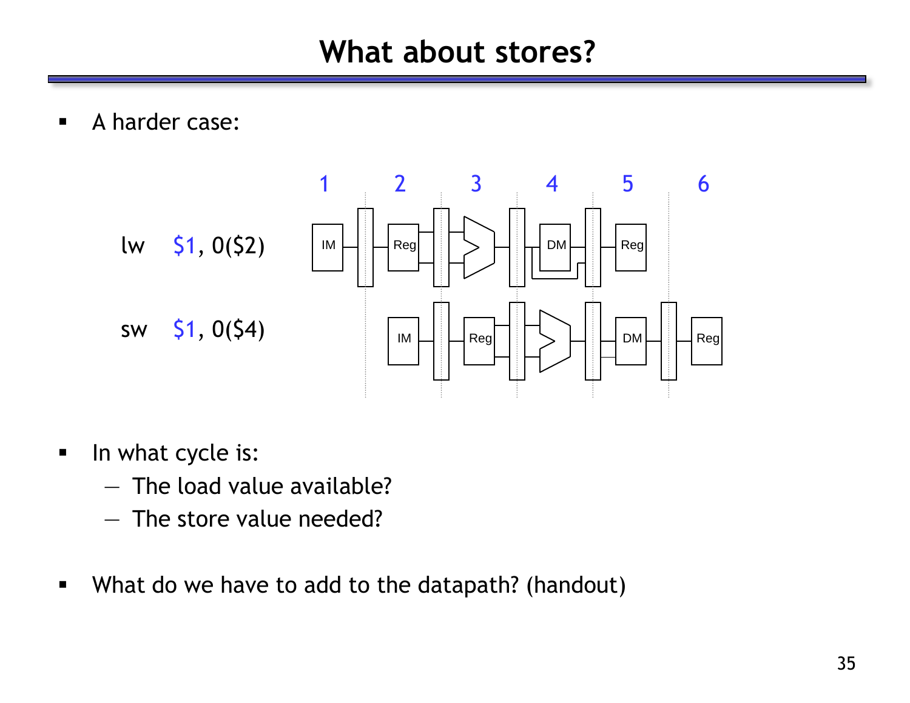# What about stores?

- A harder case:

lw $1, 0($2)

sw $1, 0($4)

- In what cycle is:
  - The load value available?
  - The store value needed?

- What do we have to add to the datapath? (handout)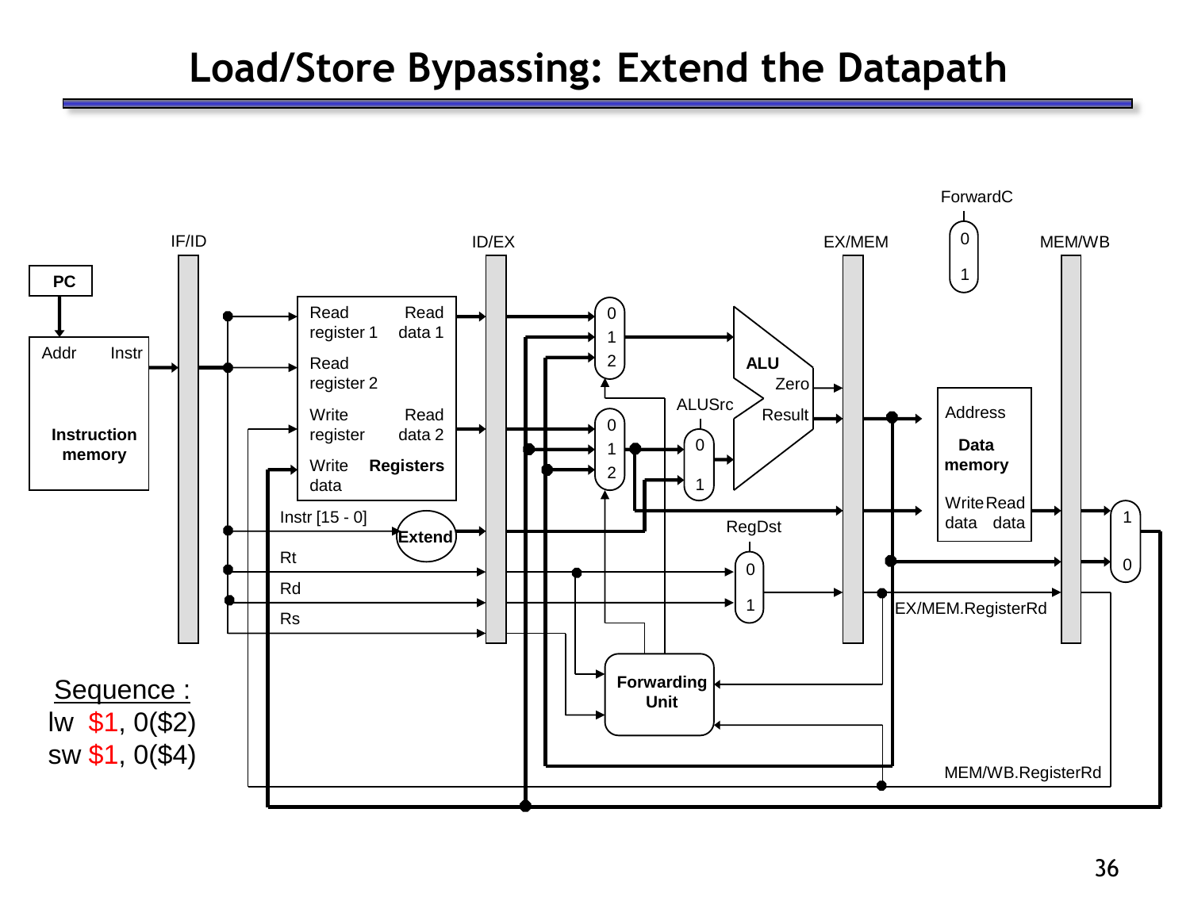# Load/Store Bypassing: Extend the Datapath

Sequence :

lw $1, 0($2)

sw $1, 0($4)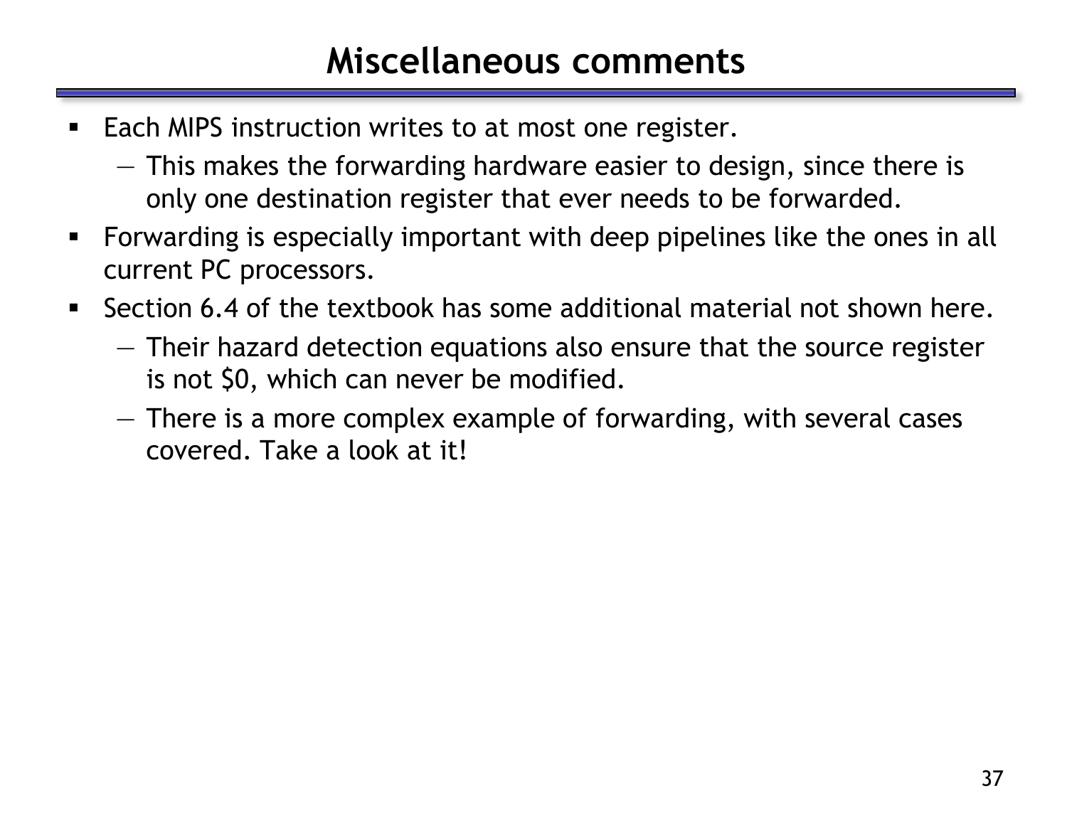# Miscellaneous comments

- Each MIPS instruction writes to at most one register.
  - This makes the forwarding hardware easier to design, since there is only one destination register that ever needs to be forwarded.
- Forwarding is especially important with deep pipelines like the ones in all current PC processors.
- Section 6.4 of the textbook has some additional material not shown here.
  - Their hazard detection equations also ensure that the source register is not $0, which can never be modified.
  - There is a more complex example of forwarding, with several cases covered. Take a look at it!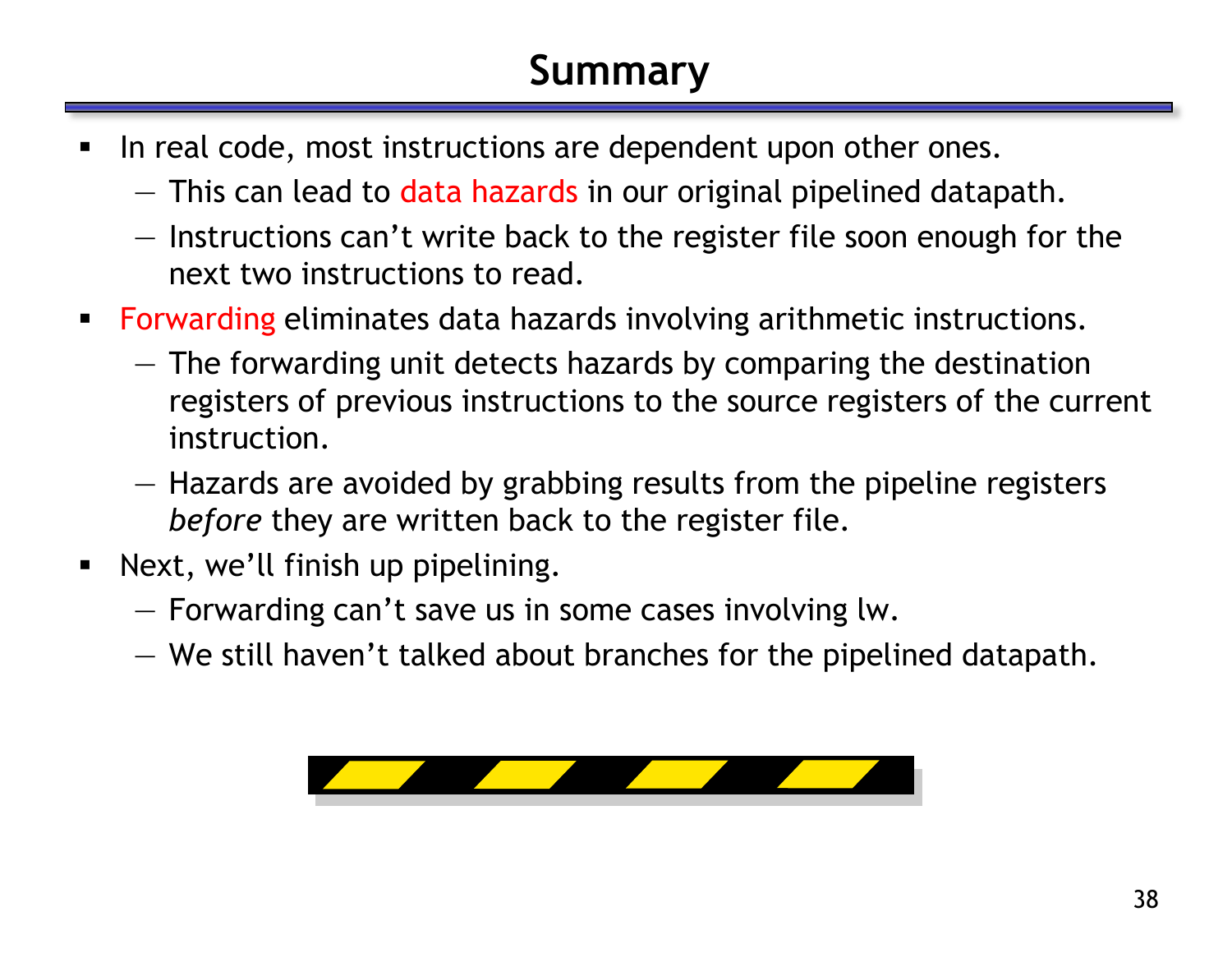# Summary

- In real code, most instructions are dependent upon other ones.
  - This can lead to data hazards in our original pipelined datapath.
  - Instructions can't write back to the register file soon enough for the next two instructions to read.
- Forwarding eliminates data hazards involving arithmetic instructions.
  - The forwarding unit detects hazards by comparing the destination registers of previous instructions to the source registers of the current instruction.
  - Hazards are avoided by grabbing results from the pipeline registers *before* they are written back to the register file.
- Next, we'll finish up pipelining.
  - Forwarding can't save us in some cases involving lw.
  - We still haven't talked about branches for the pipelined datapath.